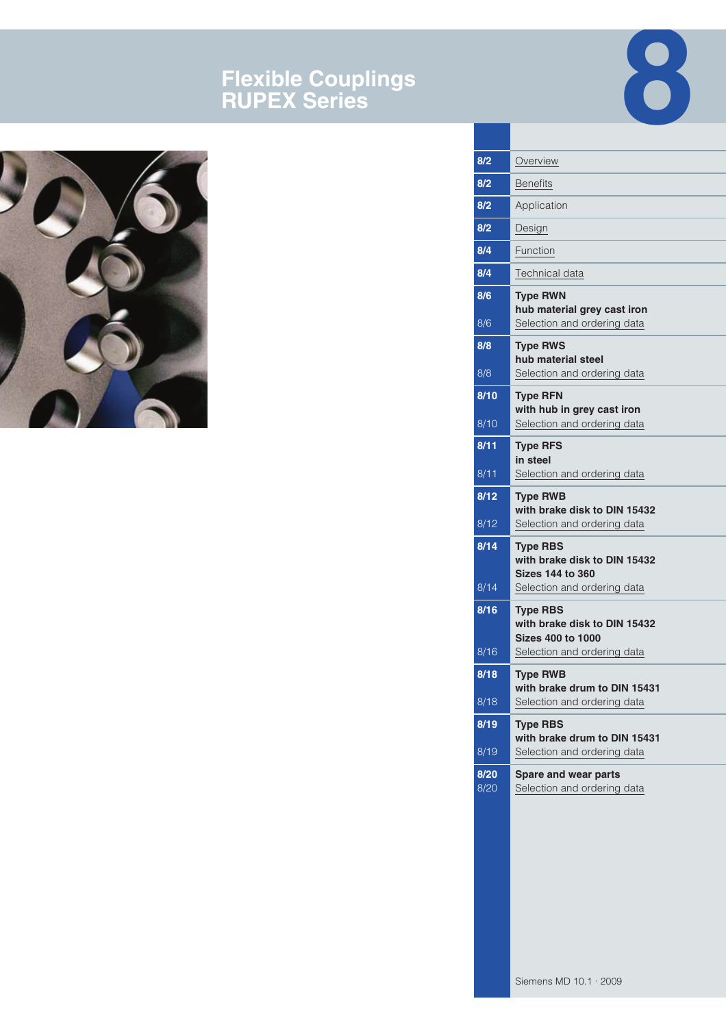# Flexible Couplings RUPEX Series

# 8

| | |
|---|---|
| **8/2** | Overview |
| **8/2** | Benefits |
| **8/2** | Application |
| **8/2** | Design |
| **8/4** | Function |
| **8/4** | Technical data |
| **8/6** | **Type RWN hub material grey cast iron** |
| 8/6 | Selection and ordering data |
| **8/8** | **Type RWS hub material steel** |
| 8/8 | Selection and ordering data |
| **8/10** | **Type RFN with hub in grey cast iron** |
| 8/10 | Selection and ordering data |
| **8/11** | **Type RFS in steel** |
| 8/11 | Selection and ordering data |
| **8/12** | **Type RWB with brake disk to DIN 15432** |
| 8/12 | Selection and ordering data |
| **8/14** | **Type RBS with brake disk to DIN 15432 Sizes 144 to 360** |
| 8/14 | Selection and ordering data |
| **8/16** | **Type RBS with brake disk to DIN 15432 Sizes 400 to 1000** |
| 8/16 | Selection and ordering data |
| **8/18** | **Type RWB with brake drum to DIN 15431** |
| 8/18 | Selection and ordering data |
| **8/19** | **Type RBS with brake drum to DIN 15431** |
| 8/19 | Selection and ordering data |
| **8/20** | **Spare and wear parts** |
| 8/20 | Selection and ordering data |

Siemens MD 10.1 · 2009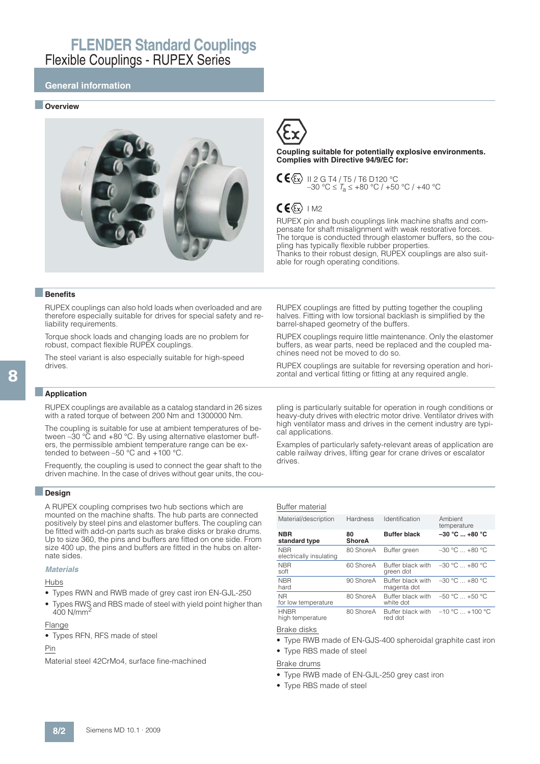# FLENDER Standard Couplings

Flexible Couplings - RUPEX Series

## General information

### Overview

**Coupling suitable for potentially explosive environments. Complies with Directive 94/9/EC for:**

CE Ex II 2 G T4 / T5 / T6 D120 °C
–30 °C ≤ $T_a$ ≤ +80 °C / +50 °C / +40 °C

CE Ex I M2

RUPEX pin and bush couplings link machine shafts and compensate for shaft misalignment with weak restorative forces. The torque is conducted through elastomer buffers, so the coupling has typically flexible rubber properties.
Thanks to their robust design, RUPEX couplings are also suitable for rough operating conditions.

### Benefits

RUPEX couplings can also hold loads when overloaded and are therefore especially suitable for drives for special safety and reliability requirements.

Torque shock loads and changing loads are no problem for robust, compact flexible RUPEX couplings.

The steel variant is also especially suitable for high-speed drives.

RUPEX couplings are fitted by putting together the coupling halves. Fitting with low torsional backlash is simplified by the barrel-shaped geometry of the buffers.

RUPEX couplings require little maintenance. Only the elastomer buffers, as wear parts, need be replaced and the coupled machines need not be moved to do so.

RUPEX couplings are suitable for reversing operation and horizontal and vertical fitting or fitting at any required angle.

### Application

RUPEX couplings are available as a catalog standard in 26 sizes with a rated torque of between 200 Nm and 1300000 Nm.

The coupling is suitable for use at ambient temperatures of between –30 °C and +80 °C. By using alternative elastomer buffers, the permissible ambient temperature range can be extended to between –50 °C and +100 °C.

Frequently, the coupling is used to connect the gear shaft to the driven machine. In the case of drives without gear units, the coupling is particularly suitable for operation in rough conditions or heavy-duty drives with electric motor drive. Ventilator drives with high ventilator mass and drives in the cement industry are typical applications.

Examples of particularly safety-relevant areas of application are cable railway drives, lifting gear for crane drives or escalator drives.

### Design

A RUPEX coupling comprises two hub sections which are mounted on the machine shafts. The hub parts are connected positively by steel pins and elastomer buffers. The coupling can be fitted with add-on parts such as brake disks or brake drums. Up to size 360, the pins and buffers are fitted on one side. From size 400 up, the pins and buffers are fitted in the hubs on alternate sides.

#### *Materials*

Hubs

- Types RWN and RWB made of grey cast iron EN-GJL-250
- Types RWS and RBS made of steel with yield point higher than 400 N/mm$^2$

Flange

- Types RFN, RFS made of steel

Pin

Material steel 42CrMo4, surface fine-machined

Buffer material

| Material/description | Hardness | Identification | Ambient temperature |
|---|---|---|---|
| **NBR standard type** | **80 ShoreA** | **Buffer black** | **–30 °C ... +80 °C** |
| NBR electrically insulating | 80 ShoreA | Buffer green | –30 °C ... +80 °C |
| NBR soft | 60 ShoreA | Buffer black with green dot | –30 °C ... +80 °C |
| NBR hard | 90 ShoreA | Buffer black with magenta dot | –30 °C ... +80 °C |
| NR for low temperature | 80 ShoreA | Buffer black with white dot | –50 °C ... +50 °C |
| HNBR high temperature | 80 ShoreA | Buffer black with red dot | –10 °C ... +100 °C |

Brake disks

- Type RWB made of EN-GJS-400 spheroidal graphite cast iron
- Type RBS made of steel

Brake drums

- Type RWB made of EN-GJL-250 grey cast iron
- Type RBS made of steel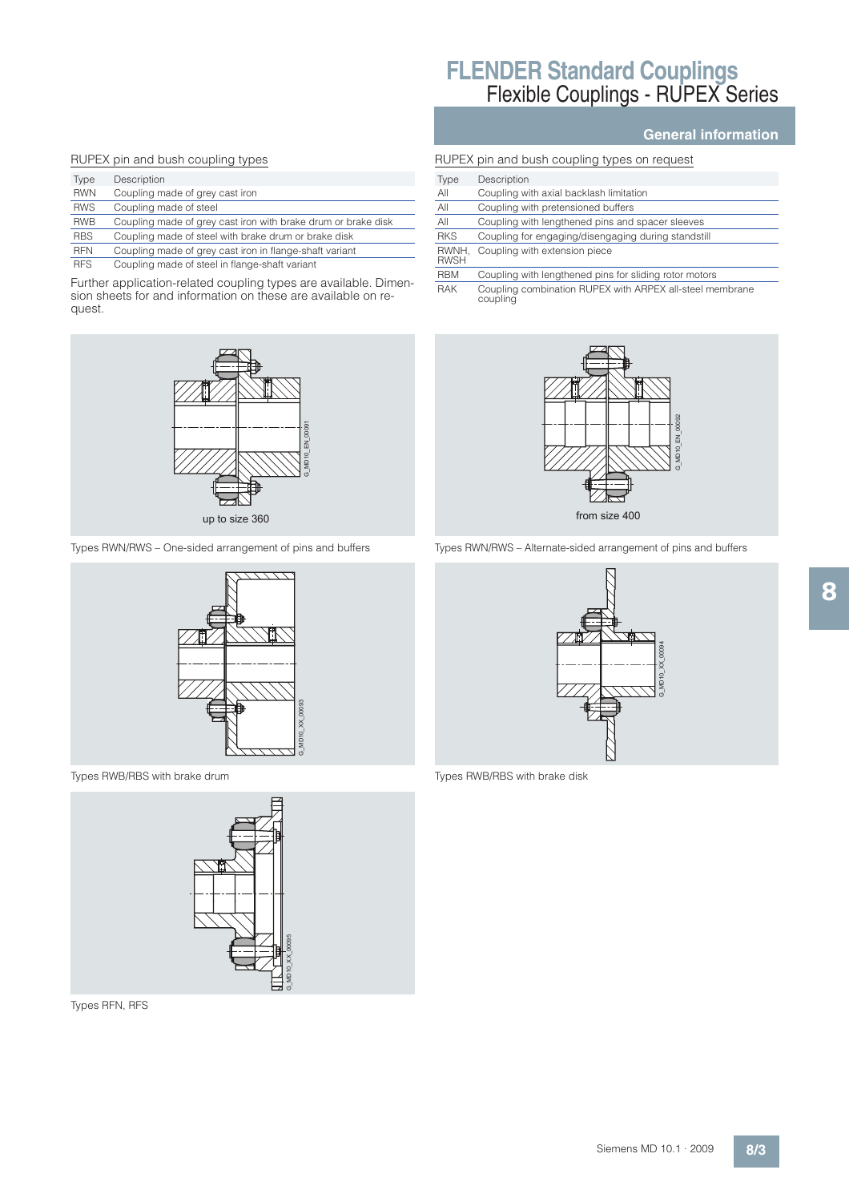# FLENDER Standard Couplings

## Flexible Couplings - RUPEX Series

### General information

RUPEX pin and bush coupling types

| Type | Description |
|---|---|
| RWN | Coupling made of grey cast iron |
| RWS | Coupling made of steel |
| RWB | Coupling made of grey cast iron with brake drum or brake disk |
| RBS | Coupling made of steel with brake drum or brake disk |
| RFN | Coupling made of grey cast iron in flange-shaft variant |
| RFS | Coupling made of steel in flange-shaft variant |

Further application-related coupling types are available. Dimension sheets for and information on these are available on request.

RUPEX pin and bush coupling types on request

| Type | Description |
|---|---|
| All | Coupling with axial backlash limitation |
| All | Coupling with pretensioned buffers |
| All | Coupling with lengthened pins and spacer sleeves |
| RKS | Coupling for engaging/disengaging during standstill |
| RWNH, RWSH | Coupling with extension piece |
| RBM | Coupling with lengthened pins for sliding rotor motors |
| RAK | Coupling combination RUPEX with ARPEX all-steel membrane coupling |

up to size 360

Types RWN/RWS – One-sided arrangement of pins and buffers

from size 400

Types RWN/RWS – Alternate-sided arrangement of pins and buffers

Types RWB/RBS with brake drum

Types RWB/RBS with brake disk

Types RFN, RFS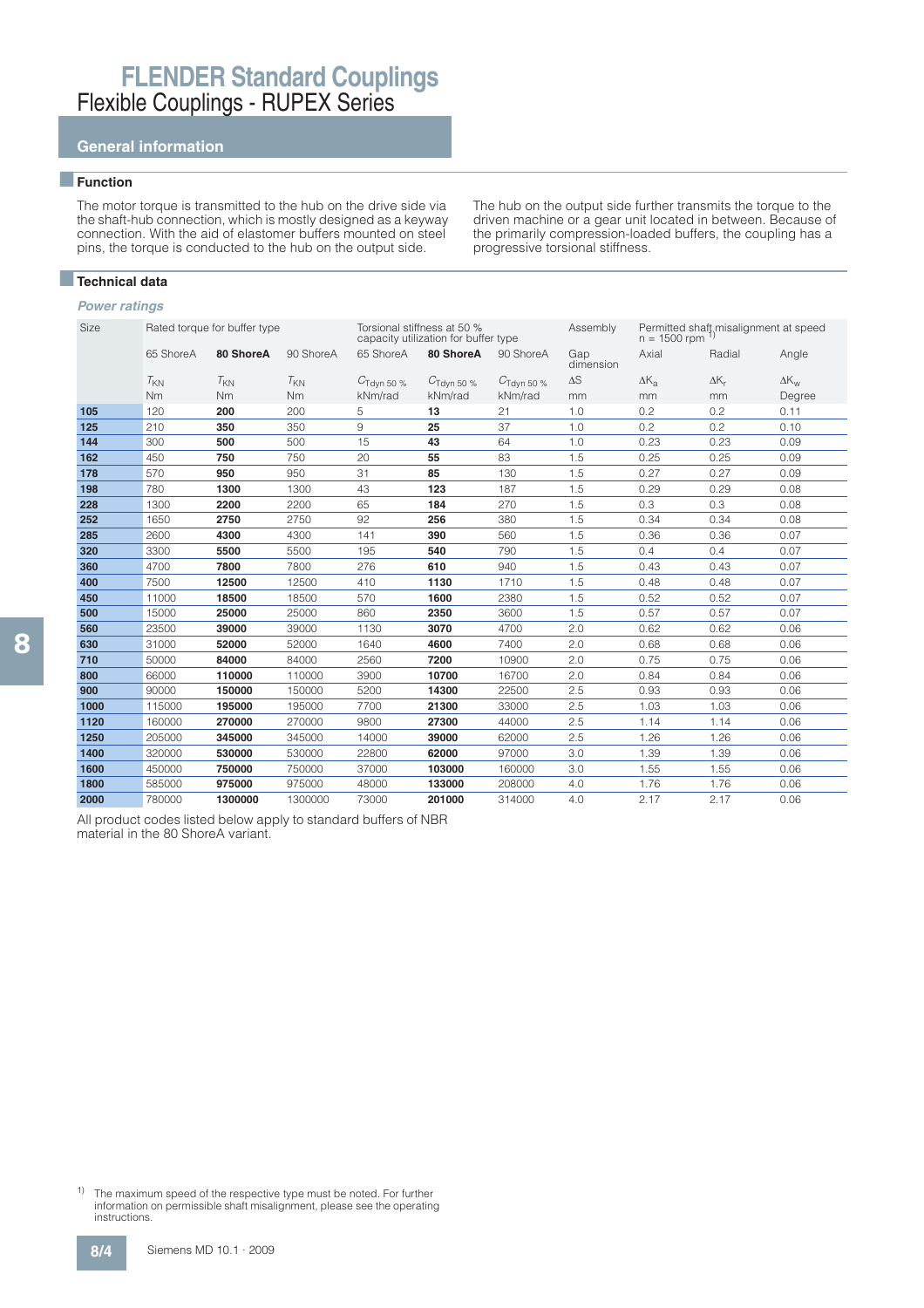# FLENDER Standard Couplings

## Flexible Couplings - RUPEX Series

### General information

#### Function

The motor torque is transmitted to the hub on the drive side via the shaft-hub connection, which is mostly designed as a keyway connection. With the aid of elastomer buffers mounted on steel pins, the torque is conducted to the hub on the output side.

The hub on the output side further transmits the torque to the driven machine or a gear unit located in between. Because of the primarily compression-loaded buffers, the coupling has a progressive torsional stiffness.

#### Technical data

*Power ratings*

| Size | Rated torque for buffer type | | | Torsional stiffness at 50 % capacity utilization for buffer type | | | Assembly | Permitted shaft misalignment at speed n = 1500 rpm [1] | | |
|---|---|---|---|---|---|---|---|---|---|---|
| | 65 ShoreA | **80 ShoreA** | 90 ShoreA | 65 ShoreA | **80 ShoreA** | 90 ShoreA | Gap dimension | Axial | Radial | Angle |
| | $T_{KN}$ | $T_{KN}$ | $T_{KN}$ | $C_{Tdyn\ 50\ \%}$ | $C_{Tdyn\ 50\ \%}$ | $C_{Tdyn\ 50\ \%}$ | $\Delta S$ | $\Delta K_a$ | $\Delta K_r$ | $\Delta K_w$ |
| | Nm | Nm | Nm | kNm/rad | kNm/rad | kNm/rad | mm | mm | mm | Degree |
| **105** | 120 | **200** | 200 | 5 | **13** | 21 | 1.0 | 0.2 | 0.2 | 0.11 |
| **125** | 210 | **350** | 350 | 9 | **25** | 37 | 1.0 | 0.2 | 0.2 | 0.10 |
| **144** | 300 | **500** | 500 | 15 | **43** | 64 | 1.0 | 0.23 | 0.23 | 0.09 |
| **162** | 450 | **750** | 750 | 20 | **55** | 83 | 1.5 | 0.25 | 0.25 | 0.09 |
| **178** | 570 | **950** | 950 | 31 | **85** | 130 | 1.5 | 0.27 | 0.27 | 0.09 |
| **198** | 780 | **1300** | 1300 | 43 | **123** | 187 | 1.5 | 0.29 | 0.29 | 0.08 |
| **228** | 1300 | **2200** | 2200 | 65 | **184** | 270 | 1.5 | 0.3 | 0.3 | 0.08 |
| **252** | 1650 | **2750** | 2750 | 92 | **256** | 380 | 1.5 | 0.34 | 0.34 | 0.08 |
| **285** | 2600 | **4300** | 4300 | 141 | **390** | 560 | 1.5 | 0.36 | 0.36 | 0.07 |
| **320** | 3300 | **5500** | 5500 | 195 | **540** | 790 | 1.5 | 0.4 | 0.4 | 0.07 |
| **360** | 4700 | **7800** | 7800 | 276 | **610** | 940 | 1.5 | 0.43 | 0.43 | 0.07 |
| **400** | 7500 | **12500** | 12500 | 410 | **1130** | 1710 | 1.5 | 0.48 | 0.48 | 0.07 |
| **450** | 11000 | **18500** | 18500 | 570 | **1600** | 2380 | 1.5 | 0.52 | 0.52 | 0.07 |
| **500** | 15000 | **25000** | 25000 | 860 | **2350** | 3600 | 1.5 | 0.57 | 0.57 | 0.07 |
| **560** | 23500 | **39000** | 39000 | 1130 | **3070** | 4700 | 2.0 | 0.62 | 0.62 | 0.06 |
| **630** | 31000 | **52000** | 52000 | 1640 | **4600** | 7400 | 2.0 | 0.68 | 0.68 | 0.06 |
| **710** | 50000 | **84000** | 84000 | 2560 | **7200** | 10900 | 2.0 | 0.75 | 0.75 | 0.06 |
| **800** | 66000 | **110000** | 110000 | 3900 | **10700** | 16700 | 2.0 | 0.84 | 0.84 | 0.06 |
| **900** | 90000 | **150000** | 150000 | 5200 | **14300** | 22500 | 2.5 | 0.93 | 0.93 | 0.06 |
| **1000** | 115000 | **195000** | 195000 | 7700 | **21300** | 33000 | 2.5 | 1.03 | 1.03 | 0.06 |
| **1120** | 160000 | **270000** | 270000 | 9800 | **27300** | 44000 | 2.5 | 1.14 | 1.14 | 0.06 |
| **1250** | 205000 | **345000** | 345000 | 14000 | **39000** | 62000 | 2.5 | 1.26 | 1.26 | 0.06 |
| **1400** | 320000 | **530000** | 530000 | 22800 | **62000** | 97000 | 3.0 | 1.39 | 1.39 | 0.06 |
| **1600** | 450000 | **750000** | 750000 | 37000 | **103000** | 160000 | 3.0 | 1.55 | 1.55 | 0.06 |
| **1800** | 585000 | **975000** | 975000 | 48000 | **133000** | 208000 | 4.0 | 1.76 | 1.76 | 0.06 |
| **2000** | 780000 | **1300000** | 1300000 | 73000 | **201000** | 314000 | 4.0 | 2.17 | 2.17 | 0.06 |

All product codes listed below apply to standard buffers of NBR material in the 80 ShoreA variant.

[1] The maximum speed of the respective type must be noted. For further information on permissible shaft misalignment, please see the operating instructions.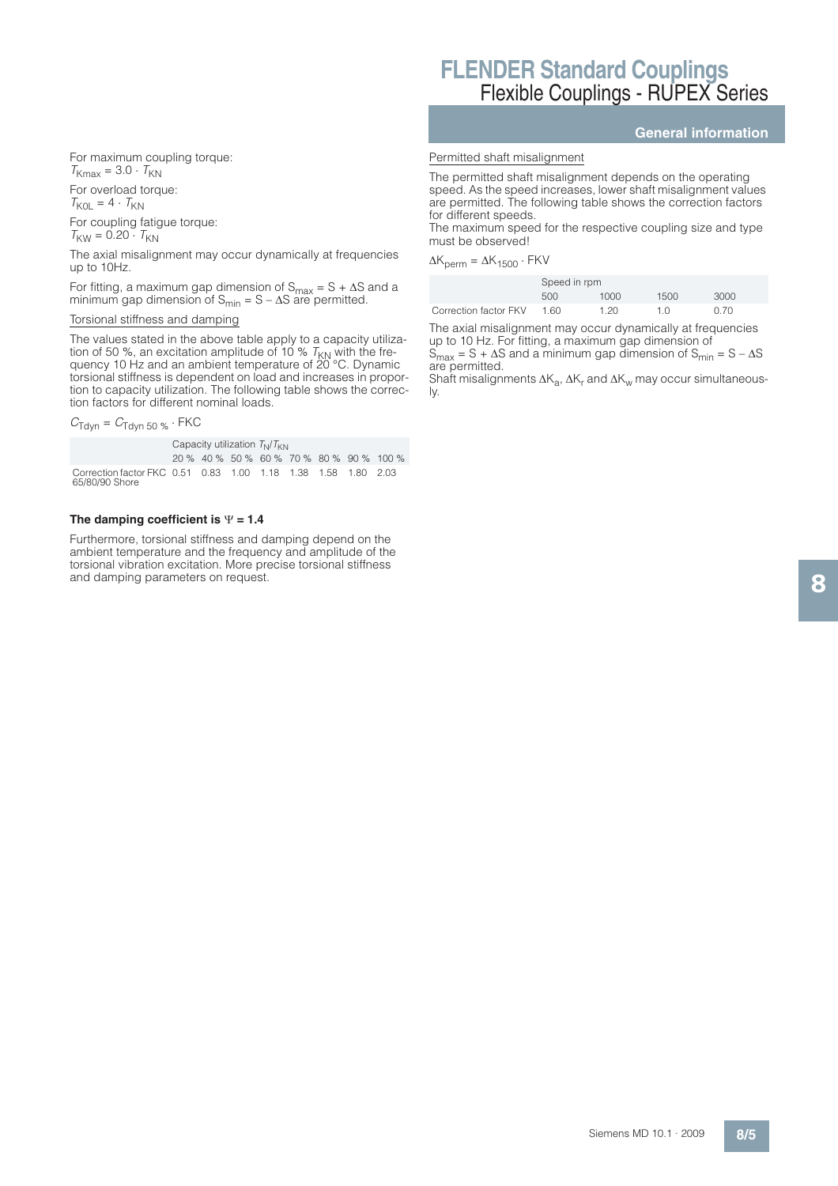For maximum coupling torque:
$T_{Kmax} = 3.0 \cdot T_{KN}$

For overload torque:
$T_{K0L} = 4 \cdot T_{KN}$

For coupling fatigue torque:
$T_{KW} = 0.20 \cdot T_{KN}$

The axial misalignment may occur dynamically at frequencies up to 10Hz.

For fitting, a maximum gap dimension of $S_{max} = S + \Delta S$ and a minimum gap dimension of $S_{min} = S - \Delta S$ are permitted.

Torsional stiffness and damping

The values stated in the above table apply to a capacity utilization of 50 %, an excitation amplitude of 10 % $T_{KN}$ with the frequency 10 Hz and an ambient temperature of 20 °C. Dynamic torsional stiffness is dependent on load and increases in proportion to capacity utilization. The following table shows the correction factors for different nominal loads.

$C_{Tdyn} = C_{Tdyn\ 50\ \%} \cdot \text{FKC}$

| | Capacity utilization $T_N/T_{KN}$ | | | | | | | |
|---|---|---|---|---|---|---|---|---|
| | 20 % | 40 % | 50 % | 60 % | 70 % | 80 % | 90 % | 100 % |
| Correction factor FKC 65/80/90 Shore | 0.51 | 0.83 | 1.00 | 1.18 | 1.38 | 1.58 | 1.80 | 2.03 |

**The damping coefficient is $\Psi = 1.4$**

Furthermore, torsional stiffness and damping depend on the ambient temperature and the frequency and amplitude of the torsional vibration excitation. More precise torsional stiffness and damping parameters on request.

Permitted shaft misalignment

The permitted shaft misalignment depends on the operating speed. As the speed increases, lower shaft misalignment values are permitted. The following table shows the correction factors for different speeds.
The maximum speed for the respective coupling size and type must be observed!

$\Delta K_{perm} = \Delta K_{1500} \cdot \text{FKV}$

| | Speed in rpm | | | |
|---|---|---|---|---|
| | 500 | 1000 | 1500 | 3000 |
| Correction factor FKV | 1.60 | 1.20 | 1.0 | 0.70 |

The axial misalignment may occur dynamically at frequencies up to 10 Hz. For fitting, a maximum gap dimension of $S_{max} = S + \Delta S$ and a minimum gap dimension of $S_{min} = S - \Delta S$ are permitted.
Shaft misalignments $\Delta K_a$, $\Delta K_r$ and $\Delta K_w$ may occur simultaneously.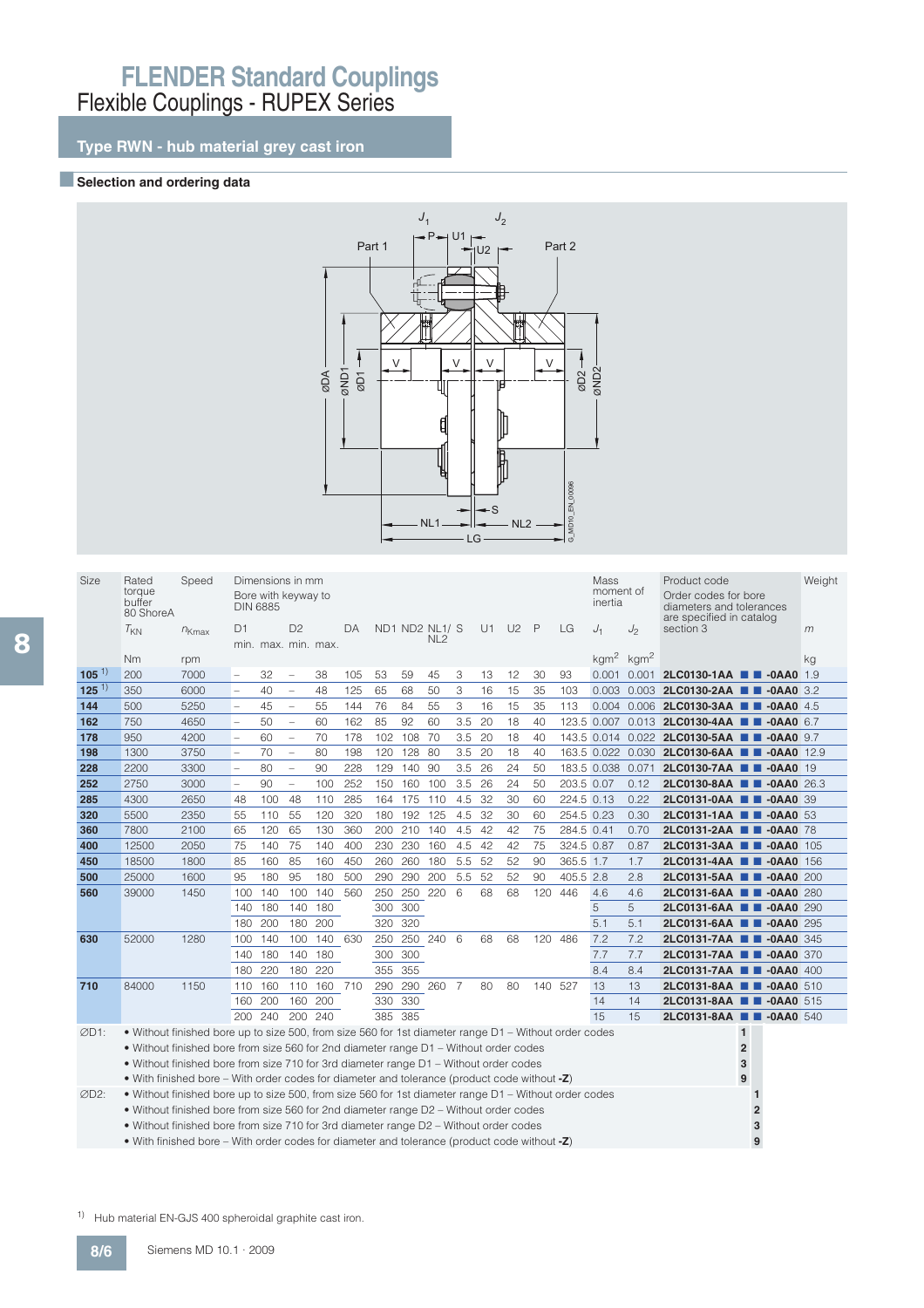# FLENDER Standard Couplings

## Flexible Couplings - RUPEX Series

### Type RWN - hub material grey cast iron

#### Selection and ordering data

| Size | Rated torque buffer 80 ShoreA $T_{KN}$ | Speed $n_{Kmax}$ | Dimensions in mm Bore with keyway to DIN 6885 D1 min. | D1 max. | D2 min. | D2 max. | DA | ND1 | ND2 | NL1/NL2 | S | U1 | U2 | P | LG | Mass moment of inertia $J_1$ | $J_2$ | Product code Order codes for bore diameters and tolerances are specified in catalog section 3 | Weight $m$ |
|---|---|---|---|---|---|---|---|---|---|---|---|---|---|---|---|---|---|---|---|
| | Nm | rpm | | | | | | | | | | | | | | kgm² | kgm² | | kg |
| **105** [1] | 200 | 7000 | – | 32 | – | 38 | 105 | 53 | 59 | 45 | 3 | 13 | 12 | 30 | 93 | 0.001 | 0.001 | **2LC0130-1AA ■ ■ -0AA0** | 1.9 |
| **125** [1] | 350 | 6000 | – | 40 | – | 48 | 125 | 65 | 68 | 50 | 3 | 16 | 15 | 35 | 103 | 0.003 | 0.003 | **2LC0130-2AA ■ ■ -0AA0** | 3.2 |
| **144** | 500 | 5250 | – | 45 | – | 55 | 144 | 76 | 84 | 55 | 3 | 16 | 15 | 35 | 113 | 0.004 | 0.006 | **2LC0130-3AA ■ ■ -0AA0** | 4.5 |
| **162** | 750 | 4650 | – | 50 | – | 60 | 162 | 85 | 92 | 60 | 3.5 | 20 | 18 | 40 | 123.5 | 0.007 | 0.013 | **2LC0130-4AA ■ ■ -0AA0** | 6.7 |
| **178** | 950 | 4200 | – | 60 | – | 70 | 178 | 102 | 108 | 70 | 3.5 | 20 | 18 | 40 | 143.5 | 0.014 | 0.022 | **2LC0130-5AA ■ ■ -0AA0** | 9.7 |
| **198** | 1300 | 3750 | – | 70 | – | 80 | 198 | 120 | 128 | 80 | 3.5 | 20 | 18 | 40 | 163.5 | 0.022 | 0.030 | **2LC0130-6AA ■ ■ -0AA0** | 12.9 |
| **228** | 2200 | 3300 | – | 80 | – | 90 | 228 | 129 | 140 | 90 | 3.5 | 26 | 24 | 50 | 183.5 | 0.038 | 0.071 | **2LC0130-7AA ■ ■ -0AA0** | 19 |
| **252** | 2750 | 3000 | – | 90 | – | 100 | 252 | 150 | 160 | 100 | 3.5 | 26 | 24 | 50 | 203.5 | 0.07 | 0.12 | **2LC0130-8AA ■ ■ -0AA0** | 26.3 |
| **285** | 4300 | 2650 | 48 | 100 | 48 | 110 | 285 | 164 | 175 | 110 | 4.5 | 32 | 30 | 60 | 224.5 | 0.13 | 0.22 | **2LC0131-0AA ■ ■ -0AA0** | 39 |
| **320** | 5500 | 2350 | 55 | 110 | 55 | 120 | 320 | 180 | 192 | 125 | 4.5 | 32 | 30 | 60 | 254.5 | 0.23 | 0.30 | **2LC0131-1AA ■ ■ -0AA0** | 53 |
| **360** | 7800 | 2100 | 65 | 120 | 65 | 130 | 360 | 200 | 210 | 140 | 4.5 | 42 | 42 | 75 | 284.5 | 0.41 | 0.70 | **2LC0131-2AA ■ ■ -0AA0** | 78 |
| **400** | 12500 | 2050 | 75 | 140 | 75 | 140 | 400 | 230 | 230 | 160 | 4.5 | 42 | 42 | 75 | 324.5 | 0.87 | 0.87 | **2LC0131-3AA ■ ■ -0AA0** | 105 |
| **450** | 18500 | 1800 | 85 | 160 | 85 | 160 | 450 | 260 | 260 | 180 | 5.5 | 52 | 52 | 90 | 365.5 | 1.7 | 1.7 | **2LC0131-4AA ■ ■ -0AA0** | 156 |
| **500** | 25000 | 1600 | 95 | 180 | 95 | 180 | 500 | 290 | 290 | 200 | 5.5 | 52 | 52 | 90 | 405.5 | 2.8 | 2.8 | **2LC0131-5AA ■ ■ -0AA0** | 200 |
| **560** | 39000 | 1450 | 100 | 140 | 100 | 140 | 560 | 250 | 250 | 220 | 6 | 68 | 68 | 120 | 446 | 4.6 | 4.6 | **2LC0131-6AA ■ ■ -0AA0** | 280 |
| | | | 140 | 180 | 140 | 180 | | 300 | 300 | | | | | | | 5 | 5 | **2LC0131-6AA ■ ■ -0AA0** | 290 |
| | | | 180 | 200 | 180 | 200 | | 320 | 320 | | | | | | | 5.1 | 5.1 | **2LC0131-6AA ■ ■ -0AA0** | 295 |
| **630** | 52000 | 1280 | 100 | 140 | 100 | 140 | 630 | 250 | 250 | 240 | 6 | 68 | 68 | 120 | 486 | 7.2 | 7.2 | **2LC0131-7AA ■ ■ -0AA0** | 345 |
| | | | 140 | 180 | 140 | 180 | | 300 | 300 | | | | | | | 7.7 | 7.7 | **2LC0131-7AA ■ ■ -0AA0** | 370 |
| | | | 180 | 220 | 180 | 220 | | 355 | 355 | | | | | | | 8.4 | 8.4 | **2LC0131-7AA ■ ■ -0AA0** | 400 |
| **710** | 84000 | 1150 | 110 | 160 | 110 | 160 | 710 | 290 | 290 | 260 | 7 | 80 | 80 | 140 | 527 | 13 | 13 | **2LC0131-8AA ■ ■ -0AA0** | 510 |
| | | | 160 | 200 | 160 | 200 | | 330 | 330 | | | | | | | 14 | 14 | **2LC0131-8AA ■ ■ -0AA0** | 515 |
| | | | 200 | 240 | 200 | 240 | | 385 | 385 | | | | | | | 15 | 15 | **2LC0131-8AA ■ ■ -0AA0** | 540 |

| | | Code (1st ■) | Code (2nd ■) |
|---|---|---|---|
| ∅D1: | • Without finished bore up to size 500, from size 560 for 1st diameter range D1 – Without order codes | **1** | |
| | • Without finished bore from size 560 for 2nd diameter range D1 – Without order codes | **2** | |
| | • Without finished bore from size 710 for 3rd diameter range D1 – Without order codes | **3** | |
| | • With finished bore – With order codes for diameter and tolerance (product code without **-Z**) | **9** | |
| ∅D2: | • Without finished bore up to size 500, from size 560 for 1st diameter range D1 – Without order codes | | **1** |
| | • Without finished bore from size 560 for 2nd diameter range D2 – Without order codes | | **2** |
| | • Without finished bore from size 710 for 3rd diameter range D2 – Without order codes | | **3** |
| | • With finished bore – With order codes for diameter and tolerance (product code without **-Z**) | | **9** |

[1] Hub material EN-GJS 400 spheroidal graphite cast iron.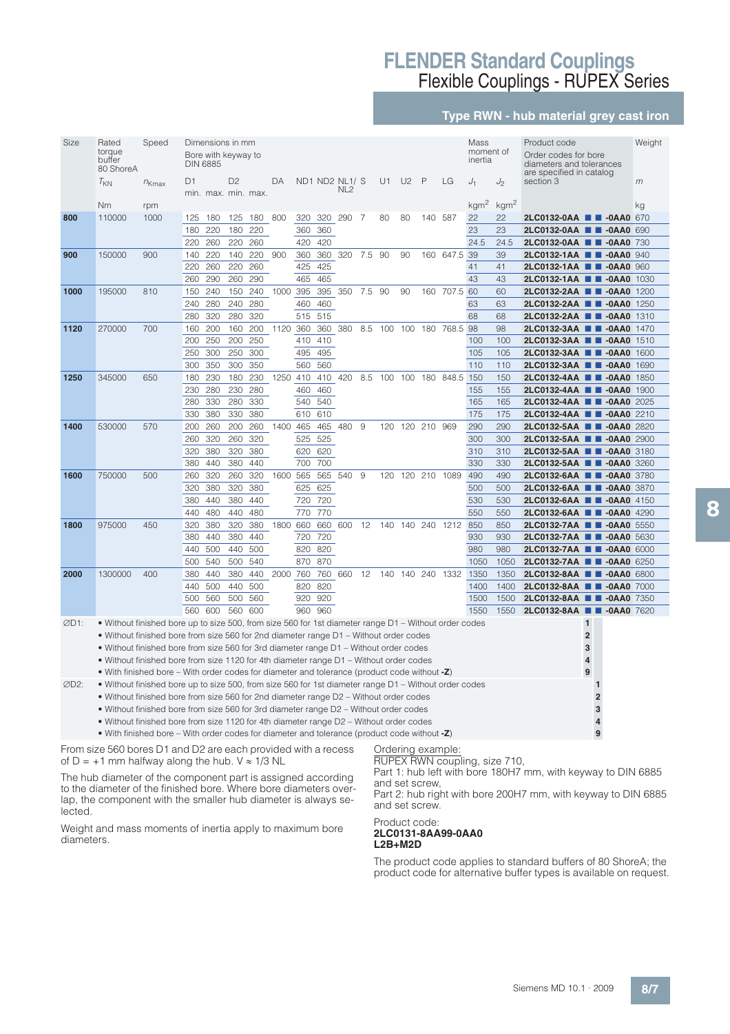# FLENDER Standard Couplings
## Flexible Couplings - RUPEX Series

### Type RWN - hub material grey cast iron

| Size | Rated torque buffer 80 ShoreA | Speed | Dimensions in mm Bore with keyway to DIN 6885 | | | | | | | | | | | | | | | Mass moment of inertia | | Product code Order codes for bore diameters and tolerances are specified in catalog section 3 | Weight |
|---|---|---|---|---|---|---|---|---|---|---|---|---|---|---|---|---|---|---|---|---|---|
| | $T_{KN}$ | $n_{Kmax}$ | D1 min. | D1 max. | D2 min. | D2 max. | DA | ND1 | ND2 | NL1/ NL2 | S | U1 | U2 | P | LG | | | $J_1$ | $J_2$ | | $m$ |
| | Nm | rpm | | | | | | | | | | | | | | | | kgm² | kgm² | | kg |
| **800** | 110000 | 1000 | 125 | 180 | 125 | 180 | 800 | 320 | 320 | 290 | 7 | 80 | 80 | 140 | 587 | | | 22 | 22 | **2LC0132-0AA ■ ■ -0AA0** | 670 |
| | | | 180 | 220 | 180 | 220 | | 360 | 360 | | | | | | | | | 23 | 23 | **2LC0132-0AA ■ ■ -0AA0** | 690 |
| | | | 220 | 260 | 220 | 260 | | 420 | 420 | | | | | | | | | 24.5 | 24.5 | **2LC0132-0AA ■ ■ -0AA0** | 730 |
| **900** | 150000 | 900 | 140 | 220 | 140 | 220 | 900 | 360 | 360 | 320 | 7.5 | 90 | 90 | 160 | 647.5 | | | 39 | 39 | **2LC0132-1AA ■ ■ -0AA0** | 940 |
| | | | 220 | 260 | 220 | 260 | | 425 | 425 | | | | | | | | | 41 | 41 | **2LC0132-1AA ■ ■ -0AA0** | 960 |
| | | | 260 | 290 | 260 | 290 | | 465 | 465 | | | | | | | | | 43 | 43 | **2LC0132-1AA ■ ■ -0AA0** | 1030 |
| **1000** | 195000 | 810 | 150 | 240 | 150 | 240 | 1000 | 395 | 395 | 350 | 7.5 | 90 | 90 | 160 | 707.5 | | | 60 | 60 | **2LC0132-2AA ■ ■ -0AA0** | 1200 |
| | | | 240 | 280 | 240 | 280 | | 460 | 460 | | | | | | | | | 63 | 63 | **2LC0132-2AA ■ ■ -0AA0** | 1250 |
| | | | 280 | 320 | 280 | 320 | | 515 | 515 | | | | | | | | | 68 | 68 | **2LC0132-2AA ■ ■ -0AA0** | 1310 |
| **1120** | 270000 | 700 | 160 | 200 | 160 | 200 | 1120 | 360 | 360 | 380 | 8.5 | 100 | 100 | 180 | 768.5 | | | 98 | 98 | **2LC0132-3AA ■ ■ -0AA0** | 1470 |
| | | | 200 | 250 | 200 | 250 | | 410 | 410 | | | | | | | | | 100 | 100 | **2LC0132-3AA ■ ■ -0AA0** | 1510 |
| | | | 250 | 300 | 250 | 300 | | 495 | 495 | | | | | | | | | 105 | 105 | **2LC0132-3AA ■ ■ -0AA0** | 1600 |
| | | | 300 | 350 | 300 | 350 | | 560 | 560 | | | | | | | | | 110 | 110 | **2LC0132-3AA ■ ■ -0AA0** | 1690 |
| **1250** | 345000 | 650 | 180 | 230 | 180 | 230 | 1250 | 410 | 410 | 420 | 8.5 | 100 | 100 | 180 | 848.5 | | | 150 | 150 | **2LC0132-4AA ■ ■ -0AA0** | 1850 |
| | | | 230 | 280 | 230 | 280 | | 460 | 460 | | | | | | | | | 155 | 155 | **2LC0132-4AA ■ ■ -0AA0** | 1900 |
| | | | 280 | 330 | 280 | 330 | | 540 | 540 | | | | | | | | | 165 | 165 | **2LC0132-4AA ■ ■ -0AA0** | 2025 |
| | | | 330 | 380 | 330 | 380 | | 610 | 610 | | | | | | | | | 175 | 175 | **2LC0132-4AA ■ ■ -0AA0** | 2210 |
| **1400** | 530000 | 570 | 200 | 260 | 200 | 260 | 1400 | 465 | 465 | 480 | 9 | 120 | 120 | 210 | 969 | | | 290 | 290 | **2LC0132-5AA ■ ■ -0AA0** | 2820 |
| | | | 260 | 320 | 260 | 320 | | 525 | 525 | | | | | | | | | 300 | 300 | **2LC0132-5AA ■ ■ -0AA0** | 2900 |
| | | | 320 | 380 | 320 | 380 | | 620 | 620 | | | | | | | | | 310 | 310 | **2LC0132-5AA ■ ■ -0AA0** | 3180 |
| | | | 380 | 440 | 380 | 440 | | 700 | 700 | | | | | | | | | 330 | 330 | **2LC0132-5AA ■ ■ -0AA0** | 3260 |
| **1600** | 750000 | 500 | 260 | 320 | 260 | 320 | 1600 | 565 | 565 | 540 | 9 | 120 | 120 | 210 | 1089 | | | 490 | 490 | **2LC0132-6AA ■ ■ -0AA0** | 3780 |
| | | | 320 | 380 | 320 | 380 | | 625 | 625 | | | | | | | | | 500 | 500 | **2LC0132-6AA ■ ■ -0AA0** | 3870 |
| | | | 380 | 440 | 380 | 440 | | 720 | 720 | | | | | | | | | 530 | 530 | **2LC0132-6AA ■ ■ -0AA0** | 4150 |
| | | | 440 | 480 | 440 | 480 | | 770 | 770 | | | | | | | | | 550 | 550 | **2LC0132-6AA ■ ■ -0AA0** | 4290 |
| **1800** | 975000 | 450 | 320 | 380 | 320 | 380 | 1800 | 660 | 660 | 600 | 12 | 140 | 140 | 240 | 1212 | | | 850 | 850 | **2LC0132-7AA ■ ■ -0AA0** | 5550 |
| | | | 380 | 440 | 380 | 440 | | 720 | 720 | | | | | | | | | 930 | 930 | **2LC0132-7AA ■ ■ -0AA0** | 5630 |
| | | | 440 | 500 | 440 | 500 | | 820 | 820 | | | | | | | | | 980 | 980 | **2LC0132-7AA ■ ■ -0AA0** | 6000 |
| | | | 500 | 540 | 500 | 540 | | 870 | 870 | | | | | | | | | 1050 | 1050 | **2LC0132-7AA ■ ■ -0AA0** | 6250 |
| **2000** | 1300000 | 400 | 380 | 440 | 380 | 440 | 2000 | 760 | 760 | 660 | 12 | 140 | 140 | 240 | 1332 | | | 1350 | 1350 | **2LC0132-8AA ■ ■ -0AA0** | 6800 |
| | | | 440 | 500 | 440 | 500 | | 820 | 820 | | | | | | | | | 1400 | 1400 | **2LC0132-8AA ■ ■ -0AA0** | 7000 |
| | | | 500 | 560 | 500 | 560 | | 920 | 920 | | | | | | | | | 1500 | 1500 | **2LC0132-8AA ■ ■ -0AA0** | 7350 |
| | | | 560 | 600 | 560 | 600 | | 960 | 960 | | | | | | | | | 1550 | 1550 | **2LC0132-8AA ■ ■ -0AA0** | 7620 |

| | | Code D1 | Code D2 |
|---|---|---|---|
| ∅D1: | • Without finished bore up to size 500, from size 560 for 1st diameter range D1 – Without order codes | 1 | |
| | • Without finished bore from size 560 for 2nd diameter range D1 – Without order codes | 2 | |
| | • Without finished bore from size 560 for 3rd diameter range D1 – Without order codes | 3 | |
| | • Without finished bore from size 1120 for 4th diameter range D1 – Without order codes | 4 | |
| | • With finished bore – With order codes for diameter and tolerance (product code without **-Z**) | 9 | |
| ∅D2: | • Without finished bore up to size 500, from size 560 for 1st diameter range D1 – Without order codes | | 1 |
| | • Without finished bore from size 560 for 2nd diameter range D2 – Without order codes | | 2 |
| | • Without finished bore from size 560 for 3rd diameter range D2 – Without order codes | | 3 |
| | • Without finished bore from size 1120 for 4th diameter range D2 – Without order codes | | 4 |
| | • With finished bore – With order codes for diameter and tolerance (product code without **-Z**) | | 9 |

From size 560 bores D1 and D2 are each provided with a recess of D = +1 mm halfway along the hub. V ≈ 1/3 NL

The hub diameter of the component part is assigned according to the diameter of the finished bore. Where bore diameters overlap, the component with the smaller hub diameter is always selected.

Weight and mass moments of inertia apply to maximum bore diameters.

Ordering example:
RUPEX RWN coupling, size 710,
Part 1: hub left with bore 180H7 mm, with keyway to DIN 6885 and set screw,
Part 2: hub right with bore 200H7 mm, with keyway to DIN 6885 and set screw.

Product code:
**2LC0131-8AA99-0AA0**
**L2B+M2D**

The product code applies to standard buffers of 80 ShoreA; the product code for alternative buffer types is available on request.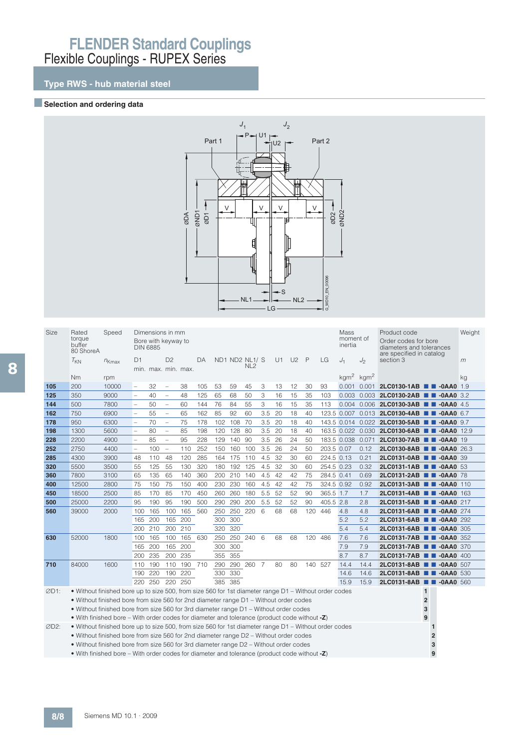# FLENDER Standard Couplings
## Flexible Couplings - RUPEX Series

### Type RWS - hub material steel

#### Selection and ordering data

| Size | Rated torque buffer 80 ShoreA | Speed | Dimensions in mm Bore with keyway to DIN 6885 | | | | | | | | | | | | | | Mass moment of inertia | | Product code Order codes for bore diameters and tolerances are specified in catalog section 3 | Weight |
|---|---|---|---|---|---|---|---|---|---|---|---|---|---|---|---|---|---|---|---|---|
| | $T_{KN}$ | $n_{Kmax}$ | D1 min. | D1 max. | D2 min. | D2 max. | DA | ND1 | ND2 | NL1/NL2 | S | U1 | U2 | P | LG | $J_1$ | $J_2$ | | $m$ |
| | Nm | rpm | | | | | | | | | | | | | | $kgm^2$ | $kgm^2$ | | kg |
| **105** | 200 | 10000 | – | 32 | – | 38 | 105 | 53 | 59 | 45 | 3 | 13 | 12 | 30 | 93 | 0.001 | 0.001 | **2LC0130-1AB ■ ■ -0AA0** | 1.9 |
| **125** | 350 | 9000 | – | 40 | – | 48 | 125 | 65 | 68 | 50 | 3 | 16 | 15 | 35 | 103 | 0.003 | 0.003 | **2LC0130-2AB ■ ■ -0AA0** | 3.2 |
| **144** | 500 | 7800 | – | 50 | – | 60 | 144 | 76 | 84 | 55 | 3 | 16 | 15 | 35 | 113 | 0.004 | 0.006 | **2LC0130-3AB ■ ■ -0AA0** | 4.5 |
| **162** | 750 | 6900 | – | 55 | – | 65 | 162 | 85 | 92 | 60 | 3.5 | 20 | 18 | 40 | 123.5 | 0.007 | 0.013 | **2LC0130-4AB ■ ■ -0AA0** | 6.7 |
| **178** | 950 | 6300 | – | 70 | – | 75 | 178 | 102 | 108 | 70 | 3.5 | 20 | 18 | 40 | 143.5 | 0.014 | 0.022 | **2LC0130-5AB ■ ■ -0AA0** | 9.7 |
| **198** | 1300 | 5600 | – | 80 | – | 85 | 198 | 120 | 128 | 80 | 3.5 | 20 | 18 | 40 | 163.5 | 0.022 | 0.030 | **2LC0130-6AB ■ ■ -0AA0** | 12.9 |
| **228** | 2200 | 4900 | – | 85 | – | 95 | 228 | 129 | 140 | 90 | 3.5 | 26 | 24 | 50 | 183.5 | 0.038 | 0.071 | **2LC0130-7AB ■ ■ -0AA0** | 19 |
| **252** | 2750 | 4400 | – | 100 | – | 110 | 252 | 150 | 160 | 100 | 3.5 | 26 | 24 | 50 | 203.5 | 0.07 | 0.12 | **2LC0130-8AB ■ ■ -0AA0** | 26.3 |
| **285** | 4300 | 3900 | 48 | 110 | 48 | 120 | 285 | 164 | 175 | 110 | 4.5 | 32 | 30 | 60 | 224.5 | 0.13 | 0.21 | **2LC0131-0AB ■ ■ -0AA0** | 39 |
| **320** | 5500 | 3500 | 55 | 125 | 55 | 130 | 320 | 180 | 192 | 125 | 4.5 | 32 | 30 | 60 | 254.5 | 0.23 | 0.32 | **2LC0131-1AB ■ ■ -0AA0** | 53 |
| **360** | 7800 | 3100 | 65 | 135 | 65 | 140 | 360 | 200 | 210 | 140 | 4.5 | 42 | 42 | 75 | 284.5 | 0.41 | 0.69 | **2LC0131-2AB ■ ■ -0AA0** | 78 |
| **400** | 12500 | 2800 | 75 | 150 | 75 | 150 | 400 | 230 | 230 | 160 | 4.5 | 42 | 42 | 75 | 324.5 | 0.92 | 0.92 | **2LC0131-3AB ■ ■ -0AA0** | 110 |
| **450** | 18500 | 2500 | 85 | 170 | 85 | 170 | 450 | 260 | 260 | 180 | 5.5 | 52 | 52 | 90 | 365.5 | 1.7 | 1.7 | **2LC0131-4AB ■ ■ -0AA0** | 163 |
| **500** | 25000 | 2200 | 95 | 190 | 95 | 190 | 500 | 290 | 290 | 200 | 5.5 | 52 | 52 | 90 | 405.5 | 2.8 | 2.8 | **2LC0131-5AB ■ ■ -0AA0** | 217 |
| **560** | 39000 | 2000 | 100 | 165 | 100 | 165 | 560 | 250 | 250 | 220 | 6 | 68 | 68 | 120 | 446 | 4.8 | 4.8 | **2LC0131-6AB ■ ■ -0AA0** | 274 |
| | | | 165 | 200 | 165 | 200 | | 300 | 300 | | | | | | | 5.2 | 5.2 | **2LC0131-6AB ■ ■ -0AA0** | 292 |
| | | | 200 | 210 | 200 | 210 | | 320 | 320 | | | | | | | 5.4 | 5.4 | **2LC0131-6AB ■ ■ -0AA0** | 305 |
| **630** | 52000 | 1800 | 100 | 165 | 100 | 165 | 630 | 250 | 250 | 240 | 6 | 68 | 68 | 120 | 486 | 7.6 | 7.6 | **2LC0131-7AB ■ ■ -0AA0** | 352 |
| | | | 165 | 200 | 165 | 200 | | 300 | 300 | | | | | | | 7.9 | 7.9 | **2LC0131-7AB ■ ■ -0AA0** | 370 |
| | | | 200 | 235 | 200 | 235 | | 355 | 355 | | | | | | | 8.7 | 8.7 | **2LC0131-7AB ■ ■ -0AA0** | 400 |
| **710** | 84000 | 1600 | 110 | 190 | 110 | 190 | 710 | 290 | 290 | 260 | 7 | 80 | 80 | 140 | 527 | 14.4 | 14.4 | **2LC0131-8AB ■ ■ -0AA0** | 507 |
| | | | 190 | 220 | 190 | 220 | | 330 | 330 | | | | | | | 14.6 | 14.6 | **2LC0131-8AB ■ ■ -0AA0** | 530 |
| | | | 220 | 250 | 220 | 250 | | 385 | 385 | | | | | | | 15.9 | 15.9 | **2LC0131-8AB ■ ■ -0AA0** | 560 |

ØD1:
- Without finished bore up to size 500, from size 560 for 1st diameter range D1 – Without order codes — **1**
- Without finished bore from size 560 for 2nd diameter range D1 – Without order codes — **2**
- Without finished bore from size 560 for 3rd diameter range D1 – Without order codes — **3**
- With finished bore – With order codes for diameter and tolerance (product code without **-Z**) — **9**

ØD2:
- Without finished bore up to size 500, from size 560 for 1st diameter range D1 – Without order codes — **1**
- Without finished bore from size 560 for 2nd diameter range D2 – Without order codes — **2**
- Without finished bore from size 560 for 3rd diameter range D2 – Without order codes — **3**
- With finished bore – With order codes for diameter and tolerance (product code without **-Z**) — **9**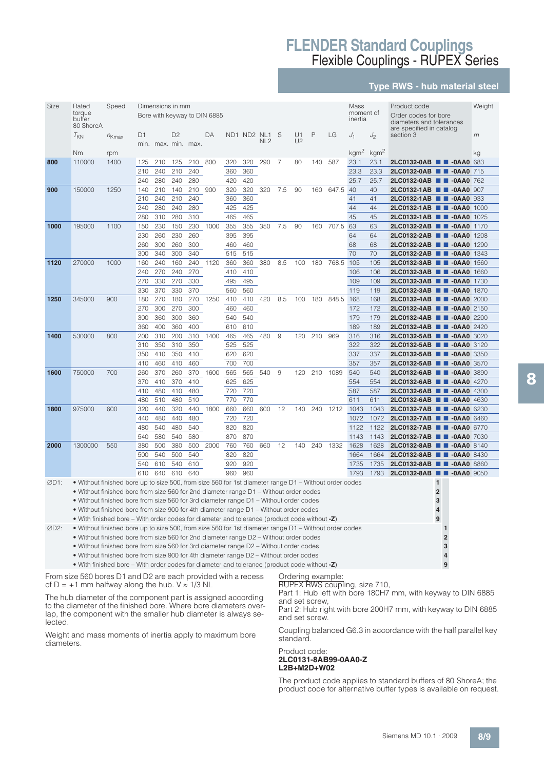# FLENDER Standard Couplings
## Flexible Couplings - RUPEX Series

### Type RWS - hub material steel

| Size | Rated torque buffer 80 ShoreA | Speed | Dimensions in mm<br>Bore with keyway to DIN 6885 | | | | | | | | | | | | | | Mass moment of inertia | | Product code<br>Order codes for bore diameters and tolerances are specified in catalog section 3 | Weight |
|---|---|---|---|---|---|---|---|---|---|---|---|---|---|---|---|---|---|---|---|---|
| | $T_{KN}$ | $n_{Kmax}$ | D1 min. | D1 max. | D2 min. | D2 max. | DA | ND1 | ND2 | NL1 NL2 | S | U1 U2 | P | LG | $J_1$ | $J_2$ | | $m$ |
| | Nm | rpm | | | | | | | | | | | | | kgm² | kgm² | | kg |
| **800** | 110000 | 1400 | 125 | 210 | 125 | 210 | 800 | 320 | 320 | 290 | 7 | 80 | 140 | 587 | 23.1 | 23.1 | **2LC0132-0AB ■ ■ -0AA0** | 683 |
| | | | 210 | 240 | 210 | 240 | | 360 | 360 | | | | | | 23.3 | 23.3 | **2LC0132-0AB ■ ■ -0AA0** | 715 |
| | | | 240 | 280 | 240 | 280 | | 420 | 420 | | | | | | 25.7 | 25.7 | **2LC0132-0AB ■ ■ -0AA0** | 762 |
| **900** | 150000 | 1250 | 140 | 210 | 140 | 210 | 900 | 320 | 320 | 320 | 7.5 | 90 | 160 | 647.5 | 40 | 40 | **2LC0132-1AB ■ ■ -0AA0** | 907 |
| | | | 210 | 240 | 210 | 240 | | 360 | 360 | | | | | | 41 | 41 | **2LC0132-1AB ■ ■ -0AA0** | 933 |
| | | | 240 | 280 | 240 | 280 | | 425 | 425 | | | | | | 44 | 44 | **2LC0132-1AB ■ ■ -0AA0** | 1000 |
| | | | 280 | 310 | 280 | 310 | | 465 | 465 | | | | | | 45 | 45 | **2LC0132-1AB ■ ■ -0AA0** | 1025 |
| **1000** | 195000 | 1100 | 150 | 230 | 150 | 230 | 1000 | 355 | 355 | 350 | 7.5 | 90 | 160 | 707.5 | 63 | 63 | **2LC0132-2AB ■ ■ -0AA0** | 1170 |
| | | | 230 | 260 | 230 | 260 | | 395 | 395 | | | | | | 64 | 64 | **2LC0132-2AB ■ ■ -0AA0** | 1208 |
| | | | 260 | 300 | 260 | 300 | | 460 | 460 | | | | | | 68 | 68 | **2LC0132-2AB ■ ■ -0AA0** | 1290 |
| | | | 300 | 340 | 300 | 340 | | 515 | 515 | | | | | | 70 | 70 | **2LC0132-2AB ■ ■ -0AA0** | 1343 |
| **1120** | 270000 | 1000 | 160 | 240 | 160 | 240 | 1120 | 360 | 360 | 380 | 8.5 | 100 | 180 | 768.5 | 105 | 105 | **2LC0132-3AB ■ ■ -0AA0** | 1560 |
| | | | 240 | 270 | 240 | 270 | | 410 | 410 | | | | | | 106 | 106 | **2LC0132-3AB ■ ■ -0AA0** | 1660 |
| | | | 270 | 330 | 270 | 330 | | 495 | 495 | | | | | | 109 | 109 | **2LC0132-3AB ■ ■ -0AA0** | 1730 |
| | | | 330 | 370 | 330 | 370 | | 560 | 560 | | | | | | 119 | 119 | **2LC0132-3AB ■ ■ -0AA0** | 1870 |
| **1250** | 345000 | 900 | 180 | 270 | 180 | 270 | 1250 | 410 | 410 | 420 | 8.5 | 100 | 180 | 848.5 | 168 | 168 | **2LC0132-4AB ■ ■ -0AA0** | 2000 |
| | | | 270 | 300 | 270 | 300 | | 460 | 460 | | | | | | 172 | 172 | **2LC0132-4AB ■ ■ -0AA0** | 2150 |
| | | | 300 | 360 | 300 | 360 | | 540 | 540 | | | | | | 179 | 179 | **2LC0132-4AB ■ ■ -0AA0** | 2200 |
| | | | 360 | 400 | 360 | 400 | | 610 | 610 | | | | | | 189 | 189 | **2LC0132-4AB ■ ■ -0AA0** | 2420 |
| **1400** | 530000 | 800 | 200 | 310 | 200 | 310 | 1400 | 465 | 465 | 480 | 9 | 120 | 210 | 969 | 316 | 316 | **2LC0132-5AB ■ ■ -0AA0** | 3020 |
| | | | 310 | 350 | 310 | 350 | | 525 | 525 | | | | | | 322 | 322 | **2LC0132-5AB ■ ■ -0AA0** | 3120 |
| | | | 350 | 410 | 350 | 410 | | 620 | 620 | | | | | | 337 | 337 | **2LC0132-5AB ■ ■ -0AA0** | 3350 |
| | | | 410 | 460 | 410 | 460 | | 700 | 700 | | | | | | 357 | 357 | **2LC0132-5AB ■ ■ -0AA0** | 3570 |
| **1600** | 750000 | 700 | 260 | 370 | 260 | 370 | 1600 | 565 | 565 | 540 | 9 | 120 | 210 | 1089 | 540 | 540 | **2LC0132-6AB ■ ■ -0AA0** | 3890 |
| | | | 370 | 410 | 370 | 410 | | 625 | 625 | | | | | | 554 | 554 | **2LC0132-6AB ■ ■ -0AA0** | 4270 |
| | | | 410 | 480 | 410 | 480 | | 720 | 720 | | | | | | 587 | 587 | **2LC0132-6AB ■ ■ -0AA0** | 4300 |
| | | | 480 | 510 | 480 | 510 | | 770 | 770 | | | | | | 611 | 611 | **2LC0132-6AB ■ ■ -0AA0** | 4630 |
| **1800** | 975000 | 600 | 320 | 440 | 320 | 440 | 1800 | 660 | 660 | 600 | 12 | 140 | 240 | 1212 | 1043 | 1043 | **2LC0132-7AB ■ ■ -0AA0** | 6230 |
| | | | 440 | 480 | 440 | 480 | | 720 | 720 | | | | | | 1072 | 1072 | **2LC0132-7AB ■ ■ -0AA0** | 6460 |
| | | | 480 | 540 | 480 | 540 | | 820 | 820 | | | | | | 1122 | 1122 | **2LC0132-7AB ■ ■ -0AA0** | 6770 |
| | | | 540 | 580 | 540 | 580 | | 870 | 870 | | | | | | 1143 | 1143 | **2LC0132-7AB ■ ■ -0AA0** | 7030 |
| **2000** | 1300000 | 550 | 380 | 500 | 380 | 500 | 2000 | 760 | 760 | 660 | 12 | 140 | 240 | 1332 | 1628 | 1628 | **2LC0132-8AB ■ ■ -0AA0** | 8140 |
| | | | 500 | 540 | 500 | 540 | | 820 | 820 | | | | | | 1664 | 1664 | **2LC0132-8AB ■ ■ -0AA0** | 8430 |
| | | | 540 | 610 | 540 | 610 | | 920 | 920 | | | | | | 1735 | 1735 | **2LC0132-8AB ■ ■ -0AA0** | 8860 |
| | | | 610 | 640 | 610 | 640 | | 960 | 960 | | | | | | 1793 | 1793 | **2LC0132-8AB ■ ■ -0AA0** | 9050 |

| | | ∅D1 code | ∅D2 code |
|---|---|---|---|
| ∅D1: | • Without finished bore up to size 500, from size 560 for 1st diameter range D1 – Without order codes | 1 | |
| | • Without finished bore from size 560 for 2nd diameter range D1 – Without order codes | 2 | |
| | • Without finished bore from size 560 for 3rd diameter range D1 – Without order codes | 3 | |
| | • Without finished bore from size 900 for 4th diameter range D1 – Without order codes | 4 | |
| | • With finished bore – With order codes for diameter and tolerance (product code without **-Z**) | 9 | |
| ∅D2: | • Without finished bore up to size 500, from size 560 for 1st diameter range D1 – Without order codes | | 1 |
| | • Without finished bore from size 560 for 2nd diameter range D2 – Without order codes | | 2 |
| | • Without finished bore from size 560 for 3rd diameter range D2 – Without order codes | | 3 |
| | • Without finished bore from size 900 for 4th diameter range D2 – Without order codes | | 4 |
| | • With finished bore – With order codes for diameter and tolerance (product code without **-Z**) | | 9 |

From size 560 bores D1 and D2 are each provided with a recess of D = +1 mm halfway along the hub. V ≈ 1/3 NL

The hub diameter of the component part is assigned according to the diameter of the finished bore. Where bore diameters overlap, the component with the smaller hub diameter is always selected.

Weight and mass moments of inertia apply to maximum bore diameters.

Ordering example:
RUPEX RWS coupling, size 710,
Part 1: Hub left with bore 180H7 mm, with keyway to DIN 6885 and set screw,
Part 2: Hub right with bore 200H7 mm, with keyway to DIN 6885 and set screw.

Coupling balanced G6.3 in accordance with the half parallel key standard.

Product code:
**2LC0131-8AB99-0AA0-Z**
**L2B+M2D+W02**

The product code applies to standard buffers of 80 ShoreA; the product code for alternative buffer types is available on request.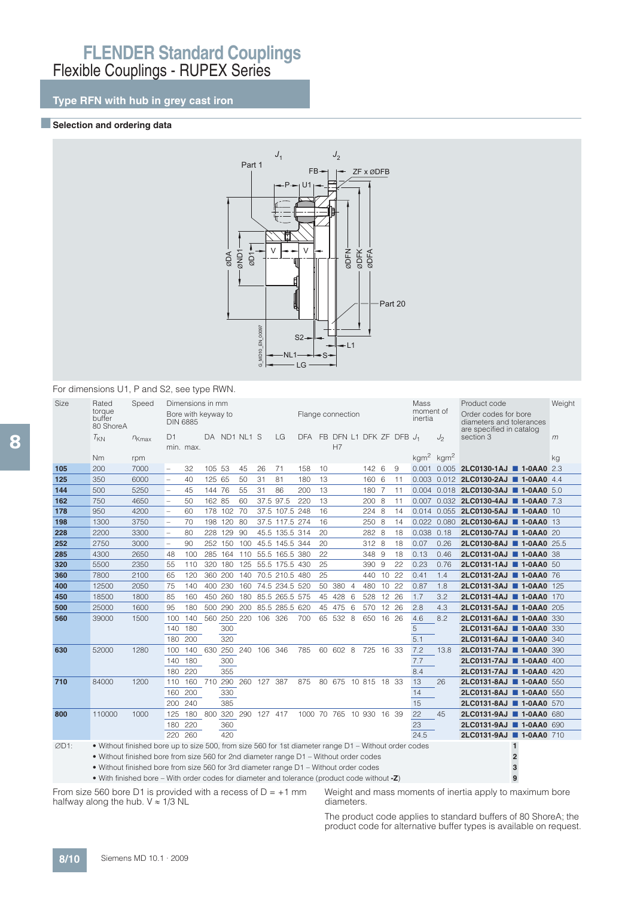# FLENDER Standard Couplings

## Flexible Couplings - RUPEX Series

### Type RFN with hub in grey cast iron

#### Selection and ordering data

For dimensions U1, P and S2, see type RWN.

| Size | Rated torque buffer 80 ShoreA | Speed | Dimensions in mm | | | | | | | | Flange connection | | | | | | | Mass moment of inertia | | Product code | Weight |
|---|---|---|---|---|---|---|---|---|---|---|---|---|---|---|---|---|---|---|---|---|---|
| | | | Bore with keyway to DIN 6885 | | | | | | | | | | | | | | | | | Order codes for bore diameters and tolerances are specified in catalog section 3 | |
| | $T_{KN}$ | $n_{Kmax}$ | D1 min. | D1 max. | DA | ND1 | NL1 | S | LG | DFA | FB | DFN H7 | L1 | DFK | ZF | DFB | $J_1$ | $J_2$ | | $m$ |
| | Nm | rpm | | | | | | | | | | | | | | | kgm² | kgm² | | kg |
| **105** | 200 | 7000 | – | 32 | 105 | 53 | 45 | 26 | 71 | 158 | 10 | | | 142 | 6 | 9 | 0.001 | 0.005 | **2LC0130-1AJ ■ 1-0AA0** | 2.3 |
| **125** | 350 | 6000 | – | 40 | 125 | 65 | 50 | 31 | 81 | 180 | 13 | | | 160 | 6 | 11 | 0.003 | 0.012 | **2LC0130-2AJ ■ 1-0AA0** | 4.4 |
| **144** | 500 | 5250 | – | 45 | 144 | 76 | 55 | 31 | 86 | 200 | 13 | | | 180 | 7 | 11 | 0.004 | 0.018 | **2LC0130-3AJ ■ 1-0AA0** | 5.0 |
| **162** | 750 | 4650 | – | 50 | 162 | 85 | 60 | 37.5 | 97.5 | 220 | 13 | | | 200 | 8 | 11 | 0.007 | 0.032 | **2LC0130-4AJ ■ 1-0AA0** | 7.3 |
| **178** | 950 | 4200 | – | 60 | 178 | 102 | 70 | 37.5 | 107.5 | 248 | 16 | | | 224 | 8 | 14 | 0.014 | 0.055 | **2LC0130-5AJ ■ 1-0AA0** | 10 |
| **198** | 1300 | 3750 | – | 70 | 198 | 120 | 80 | 37.5 | 117.5 | 274 | 16 | | | 250 | 8 | 14 | 0.022 | 0.080 | **2LC0130-6AJ ■ 1-0AA0** | 13 |
| **228** | 2200 | 3300 | – | 80 | 228 | 129 | 90 | 45.5 | 135.5 | 314 | 20 | | | 282 | 8 | 18 | 0.038 | 0.18 | **2LC0130-7AJ ■ 1-0AA0** | 20 |
| **252** | 2750 | 3000 | – | 90 | 252 | 150 | 100 | 45.5 | 145.5 | 344 | 20 | | | 312 | 8 | 18 | 0.07 | 0.26 | **2LC0130-8AJ ■ 1-0AA0** | 25.5 |
| **285** | 4300 | 2650 | 48 | 100 | 285 | 164 | 110 | 55.5 | 165.5 | 380 | 22 | | | 348 | 9 | 18 | 0.13 | 0.46 | **2LC0131-0AJ ■ 1-0AA0** | 38 |
| **320** | 5500 | 2350 | 55 | 110 | 320 | 180 | 125 | 55.5 | 175.5 | 430 | 25 | | | 390 | 9 | 22 | 0.23 | 0.76 | **2LC0131-1AJ ■ 1-0AA0** | 50 |
| **360** | 7800 | 2100 | 65 | 120 | 360 | 200 | 140 | 70.5 | 210.5 | 480 | 25 | | | 440 | 10 | 22 | 0.41 | 1.4 | **2LC0131-2AJ ■ 1-0AA0** | 76 |
| **400** | 12500 | 2050 | 75 | 140 | 400 | 230 | 160 | 74.5 | 234.5 | 520 | 50 | 380 | 4 | 480 | 10 | 22 | 0.87 | 1.8 | **2LC0131-3AJ ■ 1-0AA0** | 125 |
| **450** | 18500 | 1800 | 85 | 160 | 450 | 260 | 180 | 85.5 | 265.5 | 575 | 45 | 428 | 6 | 528 | 12 | 26 | 1.7 | 3.2 | **2LC0131-4AJ ■ 1-0AA0** | 170 |
| **500** | 25000 | 1600 | 95 | 180 | 500 | 290 | 200 | 85.5 | 285.5 | 620 | 45 | 475 | 6 | 570 | 12 | 26 | 2.8 | 4.3 | **2LC0131-5AJ ■ 1-0AA0** | 205 |
| **560** | 39000 | 1500 | 100 | 140 | 560 | 250 | 220 | 106 | 326 | 700 | 65 | 532 | 8 | 650 | 16 | 26 | 4.6 | 8.2 | **2LC0131-6AJ ■ 1-0AA0** | 330 |
| | | | 140 | 180 | | 300 | | | | | | | | | | | 5 | | **2LC0131-6AJ ■ 1-0AA0** | 330 |
| | | | 180 | 200 | | 320 | | | | | | | | | | | 5.1 | | **2LC0131-6AJ ■ 1-0AA0** | 340 |
| **630** | 52000 | 1280 | 100 | 140 | 630 | 250 | 240 | 106 | 346 | 785 | 60 | 602 | 8 | 725 | 16 | 33 | 7.2 | 13.8 | **2LC0131-7AJ ■ 1-0AA0** | 390 |
| | | | 140 | 180 | | 300 | | | | | | | | | | | 7.7 | | **2LC0131-7AJ ■ 1-0AA0** | 400 |
| | | | 180 | 220 | | 355 | | | | | | | | | | | 8.4 | | **2LC0131-7AJ ■ 1-0AA0** | 420 |
| **710** | 84000 | 1200 | 110 | 160 | 710 | 290 | 260 | 127 | 387 | 875 | 80 | 675 | 10 | 815 | 18 | 33 | 13 | 26 | **2LC0131-8AJ ■ 1-0AA0** | 550 |
| | | | 160 | 200 | | 330 | | | | | | | | | | | 14 | | **2LC0131-8AJ ■ 1-0AA0** | 550 |
| | | | 200 | 240 | | 385 | | | | | | | | | | | 15 | | **2LC0131-8AJ ■ 1-0AA0** | 570 |
| **800** | 110000 | 1000 | 125 | 180 | 800 | 320 | 290 | 127 | 417 | 1000 | 70 | 765 | 10 | 930 | 16 | 39 | 22 | 45 | **2LC0131-9AJ ■ 1-0AA0** | 680 |
| | | | 180 | 220 | | 360 | | | | | | | | | | | 23 | | **2LC0131-9AJ ■ 1-0AA0** | 690 |
| | | | 220 | 260 | | 420 | | | | | | | | | | | 24.5 | | **2LC0131-9AJ ■ 1-0AA0** | 710 |

ØD1:

- Without finished bore up to size 500, from size 560 for 1st diameter range D1 – Without order codes — **1**
- Without finished bore from size 560 for 2nd diameter range D1 – Without order codes — **2**
- Without finished bore from size 560 for 3rd diameter range D1 – Without order codes — **3**
- With finished bore – With order codes for diameter and tolerance (product code without **-Z**) — **9**

From size 560 bore D1 is provided with a recess of D = +1 mm halfway along the hub. V ≈ 1/3 NL

Weight and mass moments of inertia apply to maximum bore diameters.

The product code applies to standard buffers of 80 ShoreA; the product code for alternative buffer types is available on request.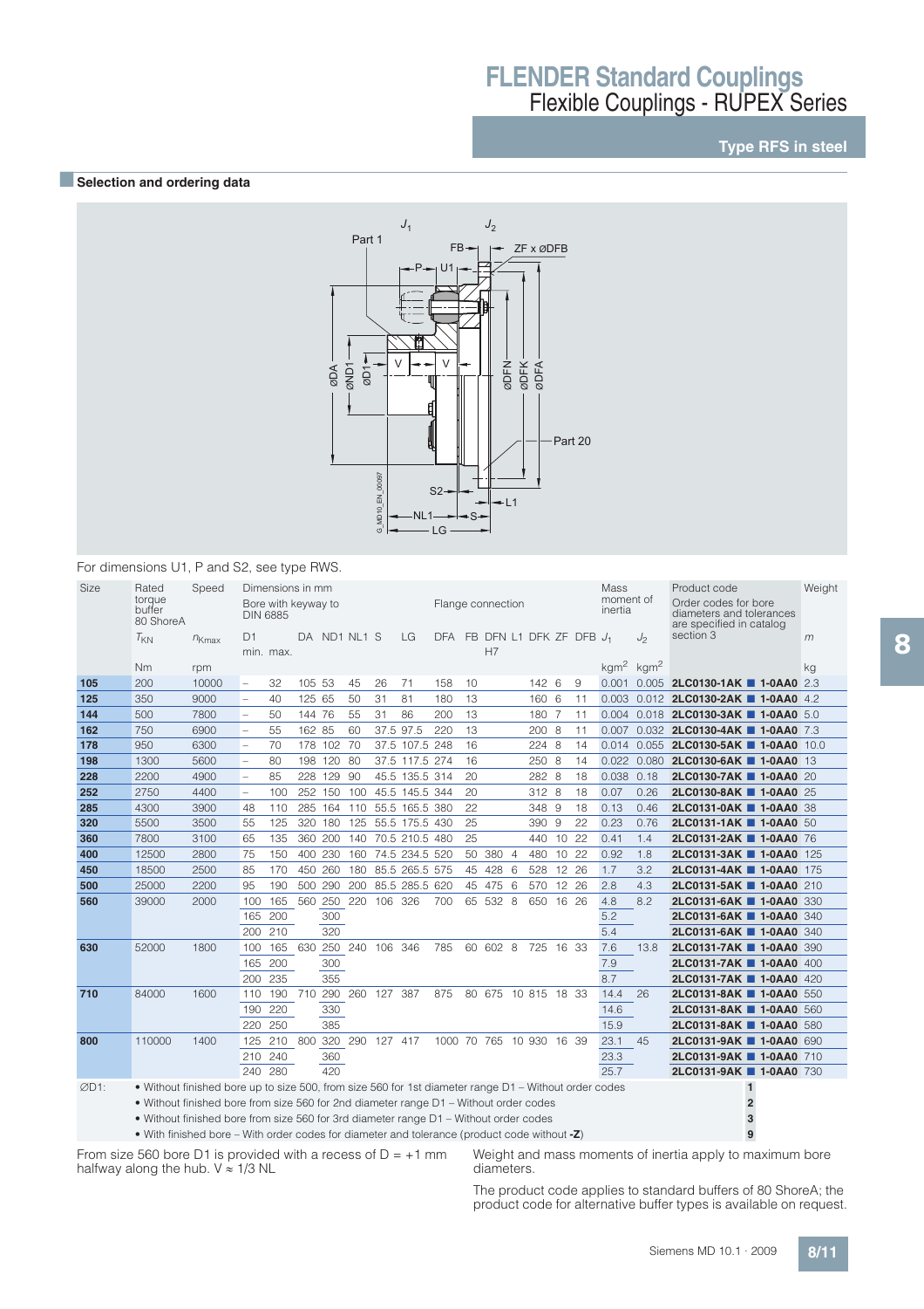## Type RFS in steel

### Selection and ordering data

For dimensions U1, P and S2, see type RWS.

| Size | Rated torque buffer 80 ShoreA | Speed | Dimensions in mm | | | | | | | | | | | | | | | | Mass moment of inertia | | Product code | Weight |
|---|---|---|---|---|---|---|---|---|---|---|---|---|---|---|---|---|---|---|---|---|---|---|
| | | | Bore with keyway to DIN 6885 | | | | | | | Flange connection | | | | | | | | | | | Order codes for bore diameters and tolerances are specified in catalog section 3 | |
| | $T_{KN}$ | $n_{Kmax}$ | D1 min. | D1 max. | DA | ND1 | NL1 | S | LG | DFA | FB | DFN H7 | L1 | DFK | ZF | DFB | $J_1$ | $J_2$ | | $m$ |
| | Nm | rpm | | | | | | | | | | | | | | | kgm² | kgm² | | kg |
| **105** | 200 | 10000 | – | 32 | 105 | 53 | 45 | 26 | 71 | 158 | 10 | | | 142 | 6 | 9 | 0.001 | 0.005 | **2LC0130-1AK ■ 1-0AA0** | 2.3 |
| **125** | 350 | 9000 | – | 40 | 125 | 65 | 50 | 31 | 81 | 180 | 13 | | | 160 | 6 | 11 | 0.003 | 0.012 | **2LC0130-2AK ■ 1-0AA0** | 4.2 |
| **144** | 500 | 7800 | – | 50 | 144 | 76 | 55 | 31 | 86 | 200 | 13 | | | 180 | 7 | 11 | 0.004 | 0.018 | **2LC0130-3AK ■ 1-0AA0** | 5.0 |
| **162** | 750 | 6900 | – | 55 | 162 | 85 | 60 | 37.5 | 97.5 | 220 | 13 | | | 200 | 8 | 11 | 0.007 | 0.032 | **2LC0130-4AK ■ 1-0AA0** | 7.3 |
| **178** | 950 | 6300 | – | 70 | 178 | 102 | 70 | 37.5 | 107.5 | 248 | 16 | | | 224 | 8 | 14 | 0.014 | 0.055 | **2LC0130-5AK ■ 1-0AA0** | 10.0 |
| **198** | 1300 | 5600 | – | 80 | 198 | 120 | 80 | 37.5 | 117.5 | 274 | 16 | | | 250 | 8 | 14 | 0.022 | 0.080 | **2LC0130-6AK ■ 1-0AA0** | 13 |
| **228** | 2200 | 4900 | – | 85 | 228 | 129 | 90 | 45.5 | 135.5 | 314 | 20 | | | 282 | 8 | 18 | 0.038 | 0.18 | **2LC0130-7AK ■ 1-0AA0** | 20 |
| **252** | 2750 | 4400 | – | 100 | 252 | 150 | 100 | 45.5 | 145.5 | 344 | 20 | | | 312 | 8 | 18 | 0.07 | 0.26 | **2LC0130-8AK ■ 1-0AA0** | 25 |
| **285** | 4300 | 3900 | 48 | 110 | 285 | 164 | 110 | 55.5 | 165.5 | 380 | 22 | | | 348 | 9 | 18 | 0.13 | 0.46 | **2LC0131-0AK ■ 1-0AA0** | 38 |
| **320** | 5500 | 3500 | 55 | 125 | 320 | 180 | 125 | 55.5 | 175.5 | 430 | 25 | | | 390 | 9 | 22 | 0.23 | 0.76 | **2LC0131-1AK ■ 1-0AA0** | 50 |
| **360** | 7800 | 3100 | 65 | 135 | 360 | 200 | 140 | 70.5 | 210.5 | 480 | 25 | | | 440 | 10 | 22 | 0.41 | 1.4 | **2LC0131-2AK ■ 1-0AA0** | 76 |
| **400** | 12500 | 2800 | 75 | 150 | 400 | 230 | 160 | 74.5 | 234.5 | 520 | 50 | 380 | 4 | 480 | 10 | 22 | 0.92 | 1.8 | **2LC0131-3AK ■ 1-0AA0** | 125 |
| **450** | 18500 | 2500 | 85 | 170 | 450 | 260 | 180 | 85.5 | 265.5 | 575 | 45 | 428 | 6 | 528 | 12 | 26 | 1.7 | 3.2 | **2LC0131-4AK ■ 1-0AA0** | 175 |
| **500** | 25000 | 2200 | 95 | 190 | 500 | 290 | 200 | 85.5 | 285.5 | 620 | 45 | 475 | 6 | 570 | 12 | 26 | 2.8 | 4.3 | **2LC0131-5AK ■ 1-0AA0** | 210 |
| **560** | 39000 | 2000 | 100 | 165 | 560 | 250 | 220 | 106 | 326 | 700 | 65 | 532 | 8 | 650 | 16 | 26 | 4.8 | 8.2 | **2LC0131-6AK ■ 1-0AA0** | 330 |
| | | | 165 | 200 | | 300 | | | | | | | | | | | 5.2 | | **2LC0131-6AK ■ 1-0AA0** | 340 |
| | | | 200 | 210 | | 320 | | | | | | | | | | | 5.4 | | **2LC0131-6AK ■ 1-0AA0** | 340 |
| **630** | 52000 | 1800 | 100 | 165 | 630 | 250 | 240 | 106 | 346 | 785 | 60 | 602 | 8 | 725 | 16 | 33 | 7.6 | 13.8 | **2LC0131-7AK ■ 1-0AA0** | 390 |
| | | | 165 | 200 | | 300 | | | | | | | | | | | 7.9 | | **2LC0131-7AK ■ 1-0AA0** | 400 |
| | | | 200 | 235 | | 355 | | | | | | | | | | | 8.7 | | **2LC0131-7AK ■ 1-0AA0** | 420 |
| **710** | 84000 | 1600 | 110 | 190 | 710 | 290 | 260 | 127 | 387 | 875 | 80 | 675 | 10 | 815 | 18 | 33 | 14.4 | 26 | **2LC0131-8AK ■ 1-0AA0** | 550 |
| | | | 190 | 220 | | 330 | | | | | | | | | | | 14.6 | | **2LC0131-8AK ■ 1-0AA0** | 560 |
| | | | 220 | 250 | | 385 | | | | | | | | | | | 15.9 | | **2LC0131-8AK ■ 1-0AA0** | 580 |
| **800** | 110000 | 1400 | 125 | 210 | 800 | 320 | 290 | 127 | 417 | 1000 | 70 | 765 | 10 | 930 | 16 | 39 | 23.1 | 45 | **2LC0131-9AK ■ 1-0AA0** | 690 |
| | | | 210 | 240 | | 360 | | | | | | | | | | | 23.3 | | **2LC0131-9AK ■ 1-0AA0** | 710 |
| | | | 240 | 280 | | 420 | | | | | | | | | | | 25.7 | | **2LC0131-9AK ■ 1-0AA0** | 730 |

ØD1:
- Without finished bore up to size 500, from size 560 for 1st diameter range D1 – Without order codes — **1**
- Without finished bore from size 560 for 2nd diameter range D1 – Without order codes — **2**
- Without finished bore from size 560 for 3rd diameter range D1 – Without order codes — **3**
- With finished bore – With order codes for diameter and tolerance (product code without **-Z**) — **9**

From size 560 bore D1 is provided with a recess of D = +1 mm halfway along the hub. V ≈ 1/3 NL

Weight and mass moments of inertia apply to maximum bore diameters.

The product code applies to standard buffers of 80 ShoreA; the product code for alternative buffer types is available on request.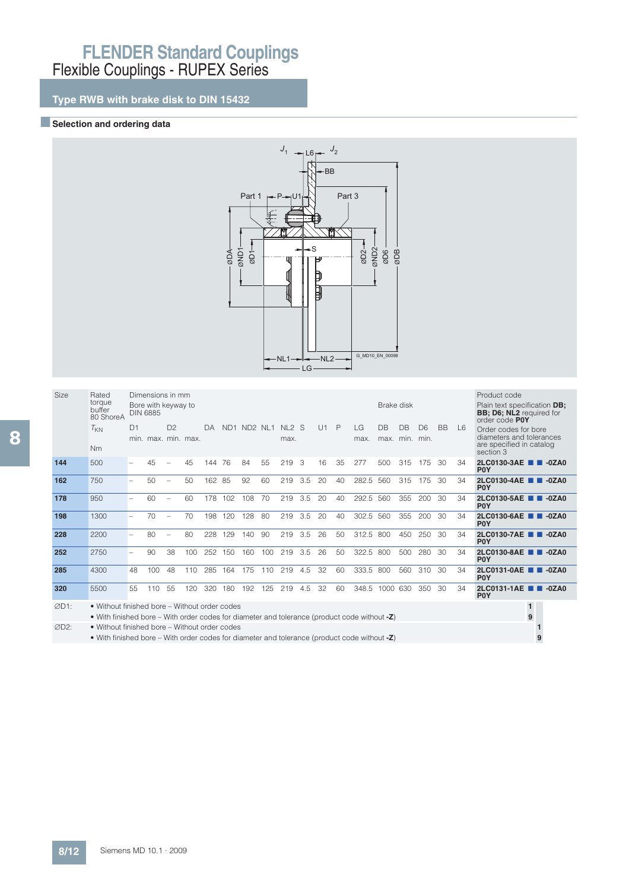# FLENDER Standard Couplings

## Flexible Couplings - RUPEX Series

### Type RWB with brake disk to DIN 15432

#### Selection and ordering data

| Size | Rated torque buffer 80 ShoreA $T_{KN}$ Nm | Dimensions in mm Bore with keyway to DIN 6885 D1 min. | D1 max. | D2 min. | D2 max. | DA | ND1 | ND2 | NL1 | NL2 max. | S | U1 | P | LG max. | Brake disk DB max. | DB min. | D6 min. | BB | L6 | Product code Plain text specification **DB; BB; D6; NL2** required for order code **P0Y** Order codes for bore diameters and tolerances are specified in catalog section 3 |
|---|---|---|---|---|---|---|---|---|---|---|---|---|---|---|---|---|---|---|---|---|
| **144** | 500 | – | 45 | – | 45 | 144 | 76 | 84 | 55 | 219 | 3 | 16 | 35 | 277 | 500 | 315 | 175 | 30 | 34 | **2LC0130-3AE ■ ■ -0ZA0 P0Y** |
| **162** | 750 | – | 50 | – | 50 | 162 | 85 | 92 | 60 | 219 | 3.5 | 20 | 40 | 282.5 | 560 | 315 | 175 | 30 | 34 | **2LC0130-4AE ■ ■ -0ZA0 P0Y** |
| **178** | 950 | – | 60 | – | 60 | 178 | 102 | 108 | 70 | 219 | 3.5 | 20 | 40 | 292.5 | 560 | 355 | 200 | 30 | 34 | **2LC0130-5AE ■ ■ -0ZA0 P0Y** |
| **198** | 1300 | – | 70 | – | 70 | 198 | 120 | 128 | 80 | 219 | 3.5 | 20 | 40 | 302.5 | 560 | 355 | 200 | 30 | 34 | **2LC0130-6AE ■ ■ -0ZA0 P0Y** |
| **228** | 2200 | – | 80 | – | 80 | 228 | 129 | 140 | 90 | 219 | 3.5 | 26 | 50 | 312.5 | 800 | 450 | 250 | 30 | 34 | **2LC0130-7AE ■ ■ -0ZA0 P0Y** |
| **252** | 2750 | – | 90 | 38 | 100 | 252 | 150 | 160 | 100 | 219 | 3.5 | 26 | 50 | 322.5 | 800 | 500 | 280 | 30 | 34 | **2LC0130-8AE ■ ■ -0ZA0 P0Y** |
| **285** | 4300 | 48 | 100 | 48 | 110 | 285 | 164 | 175 | 110 | 219 | 4.5 | 32 | 60 | 333.5 | 800 | 560 | 310 | 30 | 34 | **2LC0131-0AE ■ ■ -0ZA0 P0Y** |
| **320** | 5500 | 55 | 110 | 55 | 120 | 320 | 180 | 192 | 125 | 219 | 4.5 | 32 | 60 | 348.5 | 1000 | 630 | 350 | 30 | 34 | **2LC0131-1AE ■ ■ -0ZA0 P0Y** |

ØD1:
- Without finished bore – Without order codes — **1**
- With finished bore – With order codes for diameter and tolerance (product code without **-Z**) — **9**

ØD2:
- Without finished bore – Without order codes — **1**
- With finished bore – With order codes for diameter and tolerance (product code without **-Z**) — **9**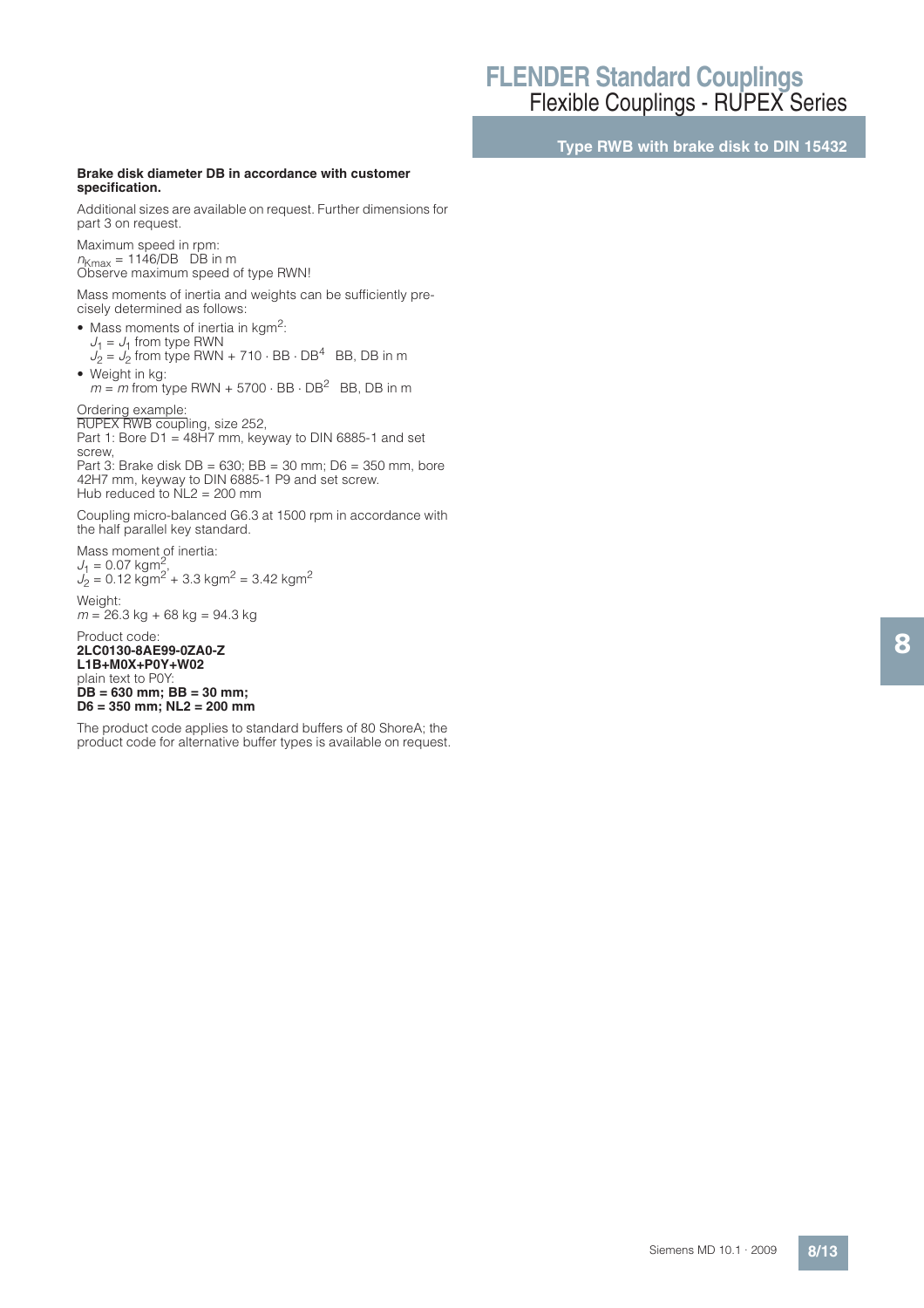**Brake disk diameter DB in accordance with customer specification.**

Additional sizes are available on request. Further dimensions for part 3 on request.

Maximum speed in rpm:
$n_{Kmax}$ = 1146/DB   DB in m
Observe maximum speed of type RWN!

Mass moments of inertia and weights can be sufficiently precisely determined as follows:

- Mass moments of inertia in $kgm^2$:
  $J_1 = J_1$ from type RWN
  $J_2 = J_2$ from type RWN + 710 · BB · $DB^4$   BB, DB in m
- Weight in kg:
  $m = m$ from type RWN + 5700 · BB · $DB^2$   BB, DB in m

Ordering example:
RUPEX RWB coupling, size 252,
Part 1: Bore D1 = 48H7 mm, keyway to DIN 6885-1 and set screw,
Part 3: Brake disk DB = 630; BB = 30 mm; D6 = 350 mm, bore 42H7 mm, keyway to DIN 6885-1 P9 and set screw.
Hub reduced to NL2 = 200 mm

Coupling micro-balanced G6.3 at 1500 rpm in accordance with the half parallel key standard.

Mass moment of inertia:
$J_1 = 0.07\ kgm^2$,
$J_2 = 0.12\ kgm^2 + 3.3\ kgm^2 = 3.42\ kgm^2$

Weight:
$m$ = 26.3 kg + 68 kg = 94.3 kg

Product code:
**2LC0130-8AE99-0ZA0-Z**
**L1B+M0X+P0Y+W02**
plain text to P0Y:
**DB = 630 mm; BB = 30 mm;**
**D6 = 350 mm; NL2 = 200 mm**

The product code applies to standard buffers of 80 ShoreA; the product code for alternative buffer types is available on request.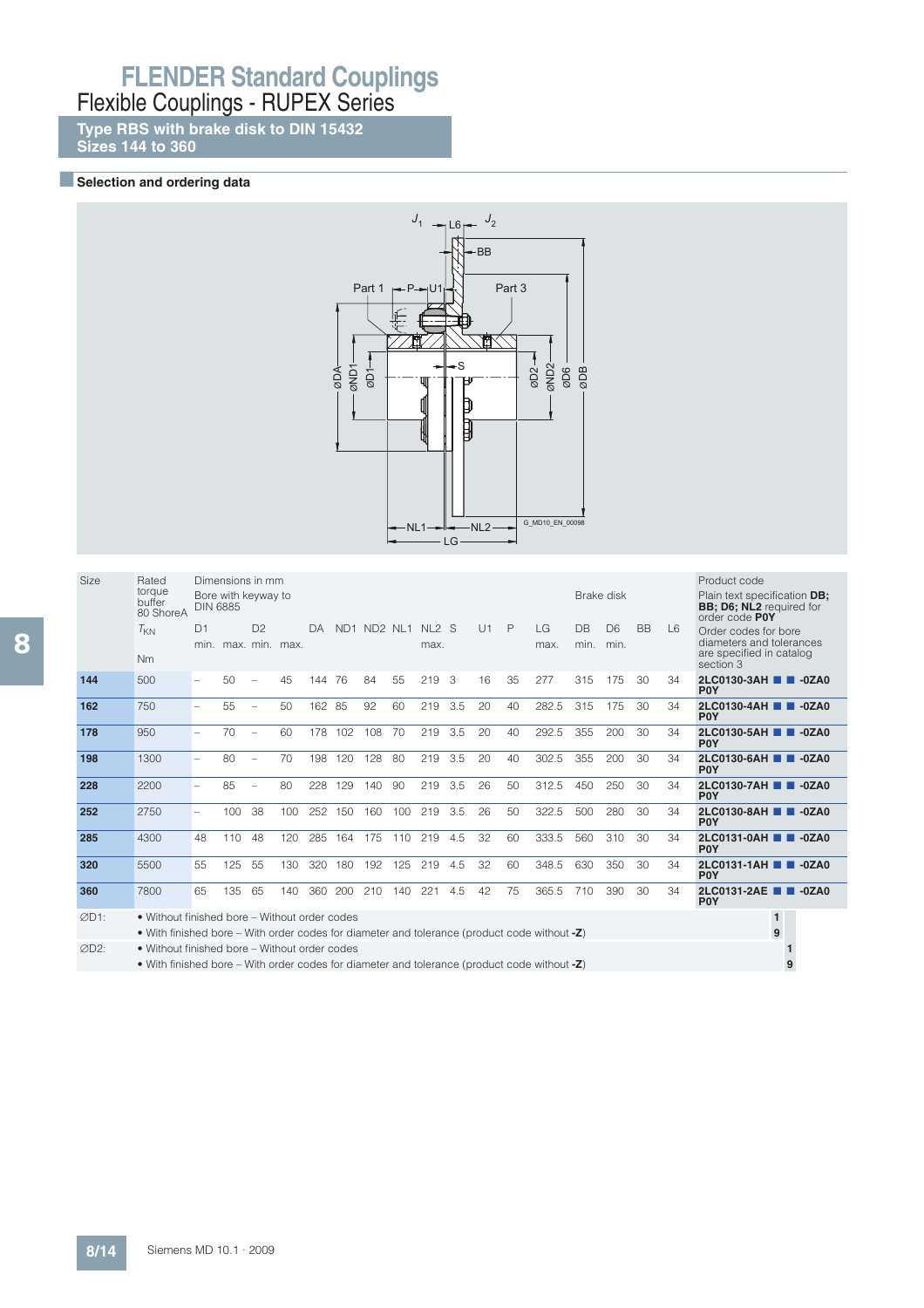# FLENDER Standard Couplings

## Flexible Couplings - RUPEX Series

### Type RBS with brake disk to DIN 15432
### Sizes 144 to 360

#### Selection and ordering data

| Size | Rated torque buffer 80 ShoreA | Dimensions in mm Bore with keyway to DIN 6885 | | | | | | | | | | | | | Brake disk | | | | Product code Plain text specification **DB; BB; D6; NL2** required for order code **P0Y** |
|---|---|---|---|---|---|---|---|---|---|---|---|---|---|---|---|---|---|---|---|
| | $T_{KN}$ | D1 | | D2 | | DA | ND1 | ND2 | NL1 | NL2 | S | U1 | P | LG | DB | D6 | BB | L6 | Order codes for bore diameters and tolerances are specified in catalog section 3 |
| | Nm | min. | max. | min. | max. | | | | | max. | | | | max. | min. | min. | | | |
| **144** | 500 | – | 50 | – | 45 | 144 | 76 | 84 | 55 | 219 | 3 | 16 | 35 | 277 | 315 | 175 | 30 | 34 | **2LC0130-3AH ■ ■ -0ZA0 P0Y** |
| **162** | 750 | – | 55 | – | 50 | 162 | 85 | 92 | 60 | 219 | 3.5 | 20 | 40 | 282.5 | 315 | 175 | 30 | 34 | **2LC0130-4AH ■ ■ -0ZA0 P0Y** |
| **178** | 950 | – | 70 | – | 60 | 178 | 102 | 108 | 70 | 219 | 3.5 | 20 | 40 | 292.5 | 355 | 200 | 30 | 34 | **2LC0130-5AH ■ ■ -0ZA0 P0Y** |
| **198** | 1300 | – | 80 | – | 70 | 198 | 120 | 128 | 80 | 219 | 3.5 | 20 | 40 | 302.5 | 355 | 200 | 30 | 34 | **2LC0130-6AH ■ ■ -0ZA0 P0Y** |
| **228** | 2200 | – | 85 | – | 80 | 228 | 129 | 140 | 90 | 219 | 3.5 | 26 | 50 | 312.5 | 450 | 250 | 30 | 34 | **2LC0130-7AH ■ ■ -0ZA0 P0Y** |
| **252** | 2750 | – | 100 | 38 | 100 | 252 | 150 | 160 | 100 | 219 | 3.5 | 26 | 50 | 322.5 | 500 | 280 | 30 | 34 | **2LC0130-8AH ■ ■ -0ZA0 P0Y** |
| **285** | 4300 | 48 | 110 | 48 | 120 | 285 | 164 | 175 | 110 | 219 | 4.5 | 32 | 60 | 333.5 | 560 | 310 | 30 | 34 | **2LC0131-0AH ■ ■ -0ZA0 P0Y** |
| **320** | 5500 | 55 | 125 | 55 | 130 | 320 | 180 | 192 | 125 | 219 | 4.5 | 32 | 60 | 348.5 | 630 | 350 | 30 | 34 | **2LC0131-1AH ■ ■ -0ZA0 P0Y** |
| **360** | 7800 | 65 | 135 | 65 | 140 | 360 | 200 | 210 | 140 | 221 | 4.5 | 42 | 75 | 365.5 | 710 | 390 | 30 | 34 | **2LC0131-2AE ■ ■ -0ZA0 P0Y** |

∅D1:
- Without finished bore – Without order codes — **1**
- With finished bore – With order codes for diameter and tolerance (product code without **-Z**) — **9**

∅D2:
- Without finished bore – Without order codes — **1**
- With finished bore – With order codes for diameter and tolerance (product code without **-Z**) — **9**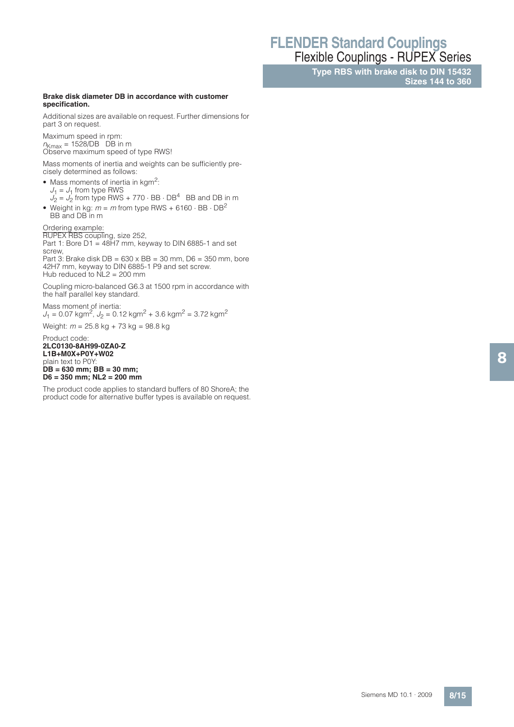**Brake disk diameter DB in accordance with customer specification.**

Additional sizes are available on request. Further dimensions for part 3 on request.

Maximum speed in rpm:
$n_{Kmax}$ = 1528/DB   DB in m
Observe maximum speed of type RWS!

Mass moments of inertia and weights can be sufficiently precisely determined as follows:

- Mass moments of inertia in $kgm^2$:
  $J_1 = J_1$ from type RWS
  $J_2 = J_2$ from type RWS + 770 · BB · $DB^4$   BB and DB in m
- Weight in kg: $m = m$ from type RWS + 6160 · BB · $DB^2$
  BB and DB in m

Ordering example:
RUPEX RBS coupling, size 252,
Part 1: Bore D1 = 48H7 mm, keyway to DIN 6885-1 and set screw,
Part 3: Brake disk DB = 630 x BB = 30 mm, D6 = 350 mm, bore 42H7 mm, keyway to DIN 6885-1 P9 and set screw.
Hub reduced to NL2 = 200 mm

Coupling micro-balanced G6.3 at 1500 rpm in accordance with the half parallel key standard.

Mass moment of inertia:
$J_1$ = 0.07 $kgm^2$, $J_2$ = 0.12 $kgm^2$ + 3.6 $kgm^2$ = 3.72 $kgm^2$

Weight: $m$ = 25.8 kg + 73 kg = 98.8 kg

Product code:
**2LC0130-8AH99-0ZA0-Z**
**L1B+M0X+P0Y+W02**
plain text to P0Y:
**DB = 630 mm; BB = 30 mm;**
**D6 = 350 mm; NL2 = 200 mm**

The product code applies to standard buffers of 80 ShoreA; the product code for alternative buffer types is available on request.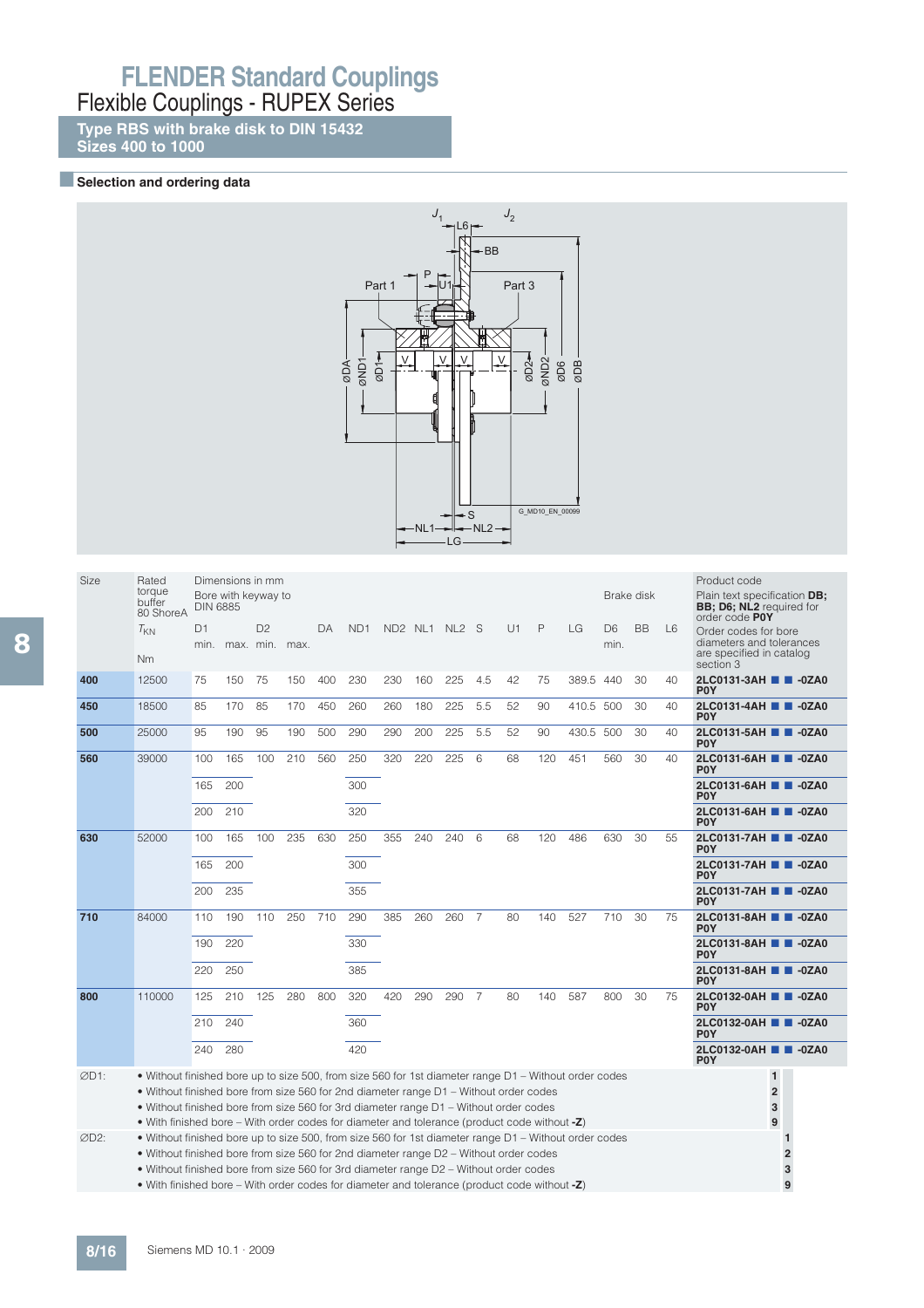# FLENDER Standard Couplings

## Flexible Couplings - RUPEX Series

**Type RBS with brake disk to DIN 15432**
**Sizes 400 to 1000**

### Selection and ordering data

| Size | Rated torque buffer 80 ShoreA $T_{KN}$ Nm | Dimensions in mm Bore with keyway to DIN 6885 D1 min. | max. | D2 min. | max. | DA | ND1 | ND2 | NL1 | NL2 | S | U1 | P | LG | Brake disk D6 min. | BB | L6 | Product code Plain text specification **DB; BB; D6; NL2** required for order code **P0Y** Order codes for bore diameters and tolerances are specified in catalog section 3 |
|---|---|---|---|---|---|---|---|---|---|---|---|---|---|---|---|---|---|---|
| **400** | 12500 | 75 | 150 | 75 | 150 | 400 | 230 | 230 | 160 | 225 | 4.5 | 42 | 75 | 389.5 | 440 | 30 | 40 | **2LC0131-3AH ■ ■ -0ZA0 P0Y** |
| **450** | 18500 | 85 | 170 | 85 | 170 | 450 | 260 | 260 | 180 | 225 | 5.5 | 52 | 90 | 410.5 | 500 | 30 | 40 | **2LC0131-4AH ■ ■ -0ZA0 P0Y** |
| **500** | 25000 | 95 | 190 | 95 | 190 | 500 | 290 | 290 | 200 | 225 | 5.5 | 52 | 90 | 430.5 | 500 | 30 | 40 | **2LC0131-5AH ■ ■ -0ZA0 P0Y** |
| **560** | 39000 | 100 | 165 | 100 | 210 | 560 | 250 | 320 | 220 | 225 | 6 | 68 | 120 | 451 | 560 | 30 | 40 | **2LC0131-6AH ■ ■ -0ZA0 P0Y** |
| | | 165 | 200 | | | | 300 | | | | | | | | | | | **2LC0131-6AH ■ ■ -0ZA0 P0Y** |
| | | 200 | 210 | | | | 320 | | | | | | | | | | | **2LC0131-6AH ■ ■ -0ZA0 P0Y** |
| **630** | 52000 | 100 | 165 | 100 | 235 | 630 | 250 | 355 | 240 | 240 | 6 | 68 | 120 | 486 | 630 | 30 | 55 | **2LC0131-7AH ■ ■ -0ZA0 P0Y** |
| | | 165 | 200 | | | | 300 | | | | | | | | | | | **2LC0131-7AH ■ ■ -0ZA0 P0Y** |
| | | 200 | 235 | | | | 355 | | | | | | | | | | | **2LC0131-7AH ■ ■ -0ZA0 P0Y** |
| **710** | 84000 | 110 | 190 | 110 | 250 | 710 | 290 | 385 | 260 | 260 | 7 | 80 | 140 | 527 | 710 | 30 | 75 | **2LC0131-8AH ■ ■ -0ZA0 P0Y** |
| | | 190 | 220 | | | | 330 | | | | | | | | | | | **2LC0131-8AH ■ ■ -0ZA0 P0Y** |
| | | 220 | 250 | | | | 385 | | | | | | | | | | | **2LC0131-8AH ■ ■ -0ZA0 P0Y** |
| **800** | 110000 | 125 | 210 | 125 | 280 | 800 | 320 | 420 | 290 | 290 | 7 | 80 | 140 | 587 | 800 | 30 | 75 | **2LC0132-0AH ■ ■ -0ZA0 P0Y** |
| | | 210 | 240 | | | | 360 | | | | | | | | | | | **2LC0132-0AH ■ ■ -0ZA0 P0Y** |
| | | 240 | 280 | | | | 420 | | | | | | | | | | | **2LC0132-0AH ■ ■ -0ZA0 P0Y** |

ØD1:
- Without finished bore up to size 500, from size 560 for 1st diameter range D1 – Without order codes — **1**
- Without finished bore from size 560 for 2nd diameter range D1 – Without order codes — **2**
- Without finished bore from size 560 for 3rd diameter range D1 – Without order codes — **3**
- With finished bore – With order codes for diameter and tolerance (product code without **-Z**) — **9**

ØD2:
- Without finished bore up to size 500, from size 560 for 1st diameter range D1 – Without order codes — **1**
- Without finished bore from size 560 for 2nd diameter range D2 – Without order codes — **2**
- Without finished bore from size 560 for 3rd diameter range D2 – Without order codes — **3**
- With finished bore – With order codes for diameter and tolerance (product code without **-Z**) — **9**

Siemens MD 10.1 · 2009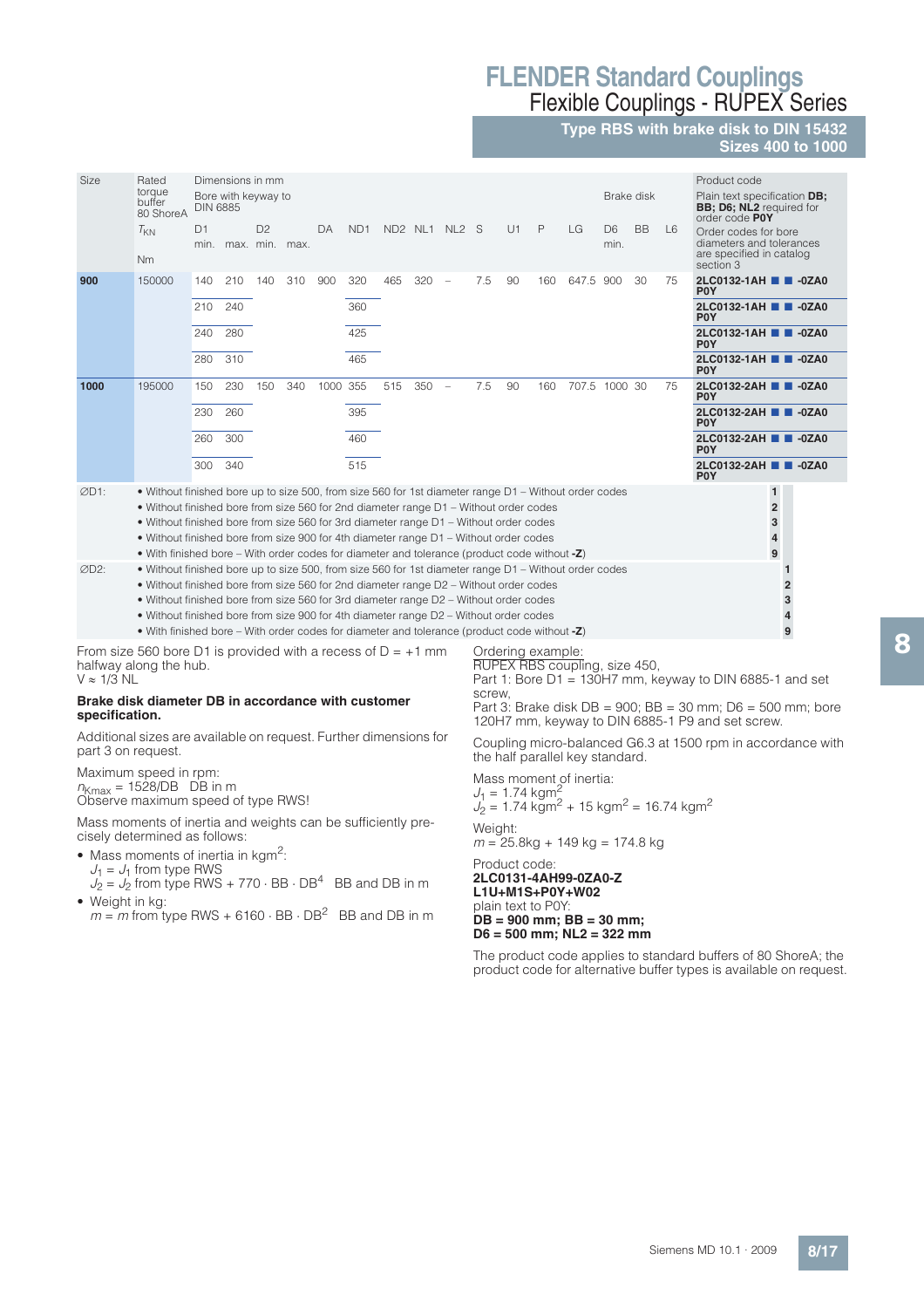# FLENDER Standard Couplings

## Flexible Couplings - RUPEX Series

### Type RBS with brake disk to DIN 15432 Sizes 400 to 1000

| Size | Rated torque buffer 80 ShoreA | Dimensions in mm | | | | | | | | | | | | | | Brake disk | | | Product code |
|---|---|---|---|---|---|---|---|---|---|---|---|---|---|---|---|---|---|---|---|
| | | Bore with keyway to DIN 6885 | | | | | | | | | | | | | | | | | Plain text specification **DB; BB; D6; NL2** required for order code **P0Y** |
| | $T_{KN}$ | D1 | | D2 | | DA | ND1 | ND2 | NL1 | NL2 | S | U1 | P | LG | D6 | BB | L6 | | Order codes for bore diameters and tolerances are specified in catalog section 3 |
| | Nm | min. | max. | min. | max. | | | | | | | | | | min. | | | | |
| **900** | 150000 | 140 | 210 | 140 | 310 | 900 | 320 | 465 | 320 | – | 7.5 | 90 | 160 | 647.5 | 900 | 30 | 75 | | **2LC0132-1AH ■ ■ -0ZA0 P0Y** |
| | | 210 | 240 | | | | 360 | | | | | | | | | | | | **2LC0132-1AH ■ ■ -0ZA0 P0Y** |
| | | 240 | 280 | | | | 425 | | | | | | | | | | | | **2LC0132-1AH ■ ■ -0ZA0 P0Y** |
| | | 280 | 310 | | | | 465 | | | | | | | | | | | | **2LC0132-1AH ■ ■ -0ZA0 P0Y** |
| **1000** | 195000 | 150 | 230 | 150 | 340 | 1000 | 355 | 515 | 350 | – | 7.5 | 90 | 160 | 707.5 | 1000 | 30 | 75 | | **2LC0132-2AH ■ ■ -0ZA0 P0Y** |
| | | 230 | 260 | | | | 395 | | | | | | | | | | | | **2LC0132-2AH ■ ■ -0ZA0 P0Y** |
| | | 260 | 300 | | | | 460 | | | | | | | | | | | | **2LC0132-2AH ■ ■ -0ZA0 P0Y** |
| | | 300 | 340 | | | | 515 | | | | | | | | | | | | **2LC0132-2AH ■ ■ -0ZA0 P0Y** |

| | | | |
|---|---|---|---|
| ∅D1: | • Without finished bore up to size 500, from size 560 for 1st diameter range D1 – Without order codes | **1** | |
| | • Without finished bore from size 560 for 2nd diameter range D1 – Without order codes | **2** | |
| | • Without finished bore from size 560 for 3rd diameter range D1 – Without order codes | **3** | |
| | • Without finished bore from size 900 for 4th diameter range D1 – Without order codes | **4** | |
| | • With finished bore – With order codes for diameter and tolerance (product code without **-Z**) | **9** | |
| ∅D2: | • Without finished bore up to size 500, from size 560 for 1st diameter range D1 – Without order codes | | **1** |
| | • Without finished bore from size 560 for 2nd diameter range D2 – Without order codes | | **2** |
| | • Without finished bore from size 560 for 3rd diameter range D2 – Without order codes | | **3** |
| | • Without finished bore from size 900 for 4th diameter range D2 – Without order codes | | **4** |
| | • With finished bore – With order codes for diameter and tolerance (product code without **-Z**) | | **9** |

From size 560 bore D1 is provided with a recess of D = +1 mm halfway along the hub.
V ≈ 1/3 NL

**Brake disk diameter DB in accordance with customer specification.**

Additional sizes are available on request. Further dimensions for part 3 on request.

Maximum speed in rpm:
$n_{Kmax}$ = 1528/DB  DB in m
Observe maximum speed of type RWS!

Mass moments of inertia and weights can be sufficiently precisely determined as follows:

- Mass moments of inertia in $kgm^2$:
  $J_1 = J_1$ from type RWS
  $J_2 = J_2$ from type RWS + $770 \cdot BB \cdot DB^4$  BB and DB in m
- Weight in kg:
  $m = m$ from type RWS + $6160 \cdot BB \cdot DB^2$  BB and DB in m

Ordering example:
RUPEX RBS coupling, size 450,
Part 1: Bore D1 = 130H7 mm, keyway to DIN 6885-1 and set screw,
Part 3: Brake disk DB = 900; BB = 30 mm; D6 = 500 mm; bore 120H7 mm, keyway to DIN 6885-1 P9 and set screw.

Coupling micro-balanced G6.3 at 1500 rpm in accordance with the half parallel key standard.

Mass moment of inertia:
$J_1 = 1.74\ kgm^2$
$J_2 = 1.74\ kgm^2 + 15\ kgm^2 = 16.74\ kgm^2$

Weight:
$m = 25.8\ kg + 149\ kg = 174.8\ kg$

Product code:
**2LC0131-4AH99-0ZA0-Z**
**L1U+M1S+P0Y+W02**
plain text to P0Y:
**DB = 900 mm; BB = 30 mm;**
**D6 = 500 mm; NL2 = 322 mm**

The product code applies to standard buffers of 80 ShoreA; the product code for alternative buffer types is available on request.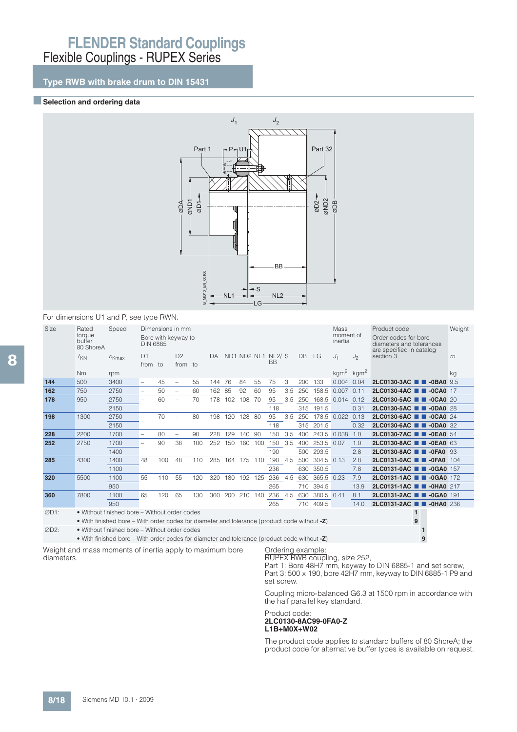# FLENDER Standard Couplings

Flexible Couplings - RUPEX Series

## Type RWB with brake drum to DIN 15431

### Selection and ordering data

For dimensions U1 and P, see type RWN.

| Size | Rated torque buffer 80 ShoreA | Speed | Dimensions in mm | | | | | | | | | | | | | Mass moment of inertia | | Product code | Weight |
|---|---|---|---|---|---|---|---|---|---|---|---|---|---|---|---|---|---|---|---|
| | | | Bore with keyway to DIN 6885 | | | | | | | | | | | | | | | Order codes for bore diameters and tolerances are specified in catalog section 3 | |
| | $T_{KN}$ | $n_{Kmax}$ | D1 | | D2 | | DA | ND1 | ND2 | NL1 | NL2/ BB | S | DB | LG | $J_1$ | $J_2$ | | | $m$ |
| | | | from | to | from | to | | | | | | | | | | | | | |
| | Nm | rpm | | | | | | | | | | | | | $kgm^2$ | $kgm^2$ | | | kg |
| **144** | 500 | 3400 | – | 45 | – | 55 | 144 | 76 | 84 | 55 | 75 | 3 | 200 | 133 | 0.004 | 0.04 | **2LC0130-3AC■■-0BA0** | | 9.5 |
| **162** | 750 | 2750 | – | 50 | – | 60 | 162 | 85 | 92 | 60 | 95 | 3.5 | 250 | 158.5 | 0.007 | 0.11 | **2LC0130-4AC■■-0CA0** | | 17 |
| **178** | 950 | 2750 | – | 60 | – | 70 | 178 | 102 | 108 | 70 | 95 | 3.5 | 250 | 168.5 | 0.014 | 0.12 | **2LC0130-5AC■■-0CA0** | | 20 |
| | | 2150 | | | | | | | | | 118 | | 315 | 191.5 | | 0.31 | **2LC0130-5AC■■-0DA0** | | 28 |
| **198** | 1300 | 2750 | – | 70 | – | 80 | 198 | 120 | 128 | 80 | 95 | 3.5 | 250 | 178.5 | 0.022 | 0.13 | **2LC0130-6AC■■-0CA0** | | 24 |
| | | 2150 | | | | | | | | | 118 | | 315 | 201.5 | | 0.32 | **2LC0130-6AC■■-0DA0** | | 32 |
| **228** | 2200 | 1700 | – | 80 | – | 90 | 228 | 129 | 140 | 90 | 150 | 3.5 | 400 | 243.5 | 0.038 | 1.0 | **2LC0130-7AC■■-0EA0** | | 54 |
| **252** | 2750 | 1700 | – | 90 | 38 | 100 | 252 | 150 | 160 | 100 | 150 | 3.5 | 400 | 253.5 | 0.07 | 1.0 | **2LC0130-8AC■■-0EA0** | | 63 |
| | | 1400 | | | | | | | | | 190 | | 500 | 293.5 | | 2.8 | **2LC0130-8AC■■-0FA0** | | 93 |
| **285** | 4300 | 1400 | 48 | 100 | 48 | 110 | 285 | 164 | 175 | 110 | 190 | 4.5 | 500 | 304.5 | 0.13 | 2.8 | **2LC0131-0AC■■-0FA0** | | 104 |
| | | 1100 | | | | | | | | | 236 | | 630 | 350.5 | | 7.8 | **2LC0131-0AC■■-0GA0** | | 157 |
| **320** | 5500 | 1100 | 55 | 110 | 55 | 120 | 320 | 180 | 192 | 125 | 236 | 4.5 | 630 | 365.5 | 0.23 | 7.9 | **2LC0131-1AC■■-0GA0** | | 172 |
| | | 950 | | | | | | | | | 265 | | 710 | 394.5 | | 13.9 | **2LC0131-1AC■■-0HA0** | | 217 |
| **360** | 7800 | 1100 | 65 | 120 | 65 | 130 | 360 | 200 | 210 | 140 | 236 | 4.5 | 630 | 380.5 | 0.41 | 8.1 | **2LC0131-2AC■■-0GA0** | | 191 |
| | | 950 | | | | | | | | | 265 | | 710 | 409.5 | | 14.0 | **2LC0131-2AC■■-0HA0** | | 236 |

ØD1:
- Without finished bore – Without order codes — **1**
- With finished bore – With order codes for diameter and tolerance (product code without **-Z**) — **9**

ØD2:
- Without finished bore – Without order codes — **1**
- With finished bore – With order codes for diameter and tolerance (product code without **-Z**) — **9**

Weight and mass moments of inertia apply to maximum bore diameters.

Ordering example:
RUPEX RWB coupling, size 252,
Part 1: Bore 48H7 mm, keyway to DIN 6885-1 and set screw,
Part 3: 500 x 190, bore 42H7 mm, keyway to DIN 6885-1 P9 and set screw.

Coupling micro-balanced G6.3 at 1500 rpm in accordance with the half parallel key standard.

Product code:
**2LC0130-8AC99-0FA0-Z**
**L1B+M0X+W02**

The product code applies to standard buffers of 80 ShoreA; the product code for alternative buffer types is available on request.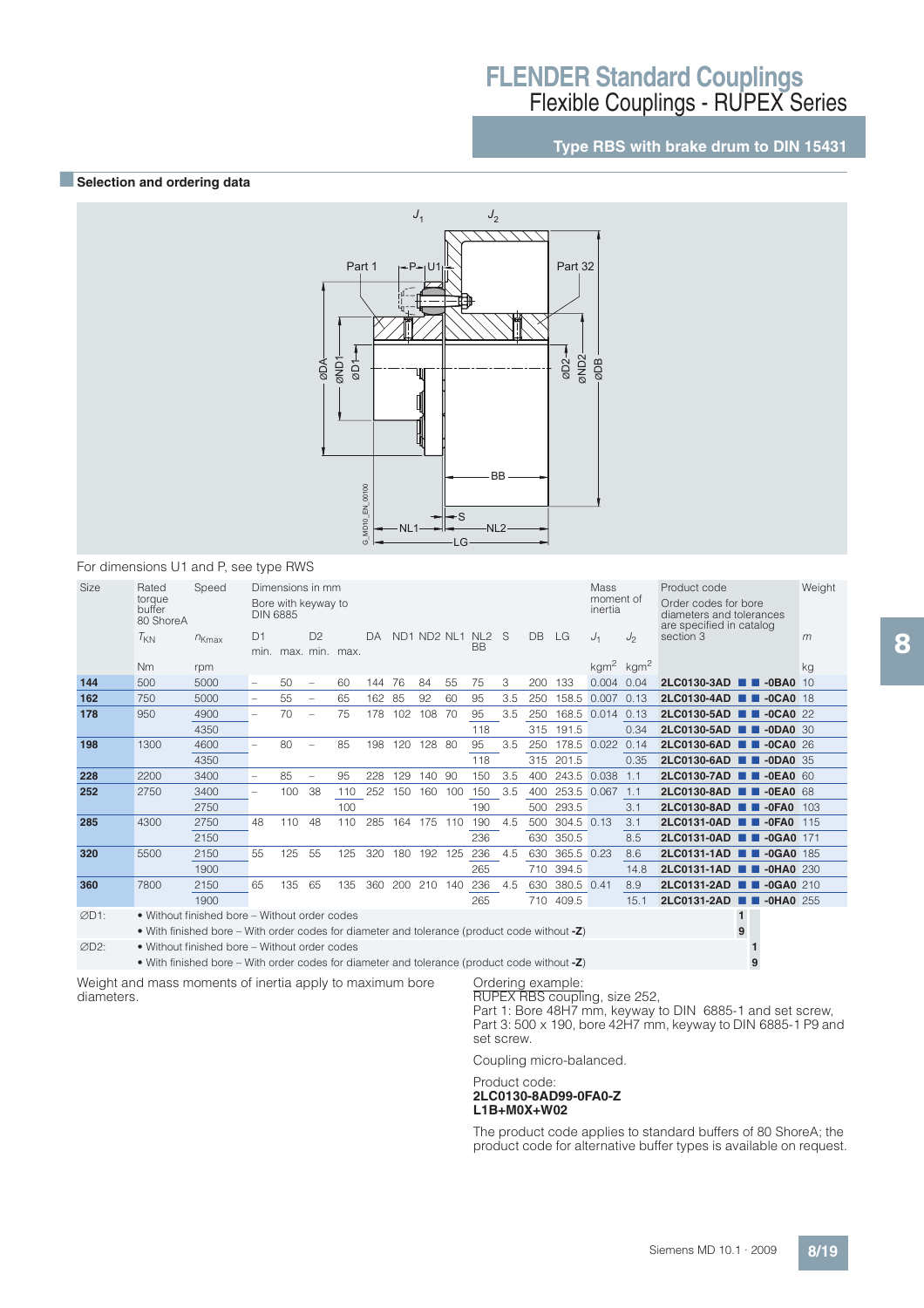## Type RBS with brake drum to DIN 15431

### Selection and ordering data

For dimensions U1 and P, see type RWS

| Size | Rated torque buffer 80 ShoreA $T_{KN}$ | Speed $n_{Kmax}$ | D1 min. | D1 max. | D2 min. | D2 max. | DA | ND1 | ND2 | NL1 | NL2 BB | S | DB | LG | $J_1$ | $J_2$ | Product code | Weight $m$ |
|---|---|---|---|---|---|---|---|---|---|---|---|---|---|---|---|---|---|---|
| | Nm | rpm | | | | | | | | | | | | | $kgm^2$ | $kgm^2$ | | kg |
| **144** | 500 | 5000 | – | 50 | – | 60 | 144 | 76 | 84 | 55 | 75 | 3 | 200 | 133 | 0.004 | 0.04 | **2LC0130-3AD ■ ■ -0BA0** | 10 |
| **162** | 750 | 5000 | – | 55 | – | 65 | 162 | 85 | 92 | 60 | 95 | 3.5 | 250 | 158.5 | 0.007 | 0.13 | **2LC0130-4AD ■ ■ -0CA0** | 18 |
| **178** | 950 | 4900 | – | 70 | – | 75 | 178 | 102 | 108 | 70 | 95 | 3.5 | 250 | 168.5 | 0.014 | 0.13 | **2LC0130-5AD ■ ■ -0CA0** | 22 |
| | | 4350 | | | | | | | | | 118 | | 315 | 191.5 | | 0.34 | **2LC0130-5AD ■ ■ -0DA0** | 30 |
| **198** | 1300 | 4600 | – | 80 | – | 85 | 198 | 120 | 128 | 80 | 95 | 3.5 | 250 | 178.5 | 0.022 | 0.14 | **2LC0130-6AD ■ ■ -0CA0** | 26 |
| | | 4350 | | | | | | | | | 118 | | 315 | 201.5 | | 0.35 | **2LC0130-6AD ■ ■ -0DA0** | 35 |
| **228** | 2200 | 3400 | – | 85 | – | 95 | 228 | 129 | 140 | 90 | 150 | 3.5 | 400 | 243.5 | 0.038 | 1.1 | **2LC0130-7AD ■ ■ -0EA0** | 60 |
| **252** | 2750 | 3400 | – | 100 | 38 | 110 | 252 | 150 | 160 | 100 | 150 | 3.5 | 400 | 253.5 | 0.067 | 1.1 | **2LC0130-8AD ■ ■ -0EA0** | 68 |
| | | 2750 | | | | 100 | | | | | 190 | | 500 | 293.5 | | 3.1 | **2LC0130-8AD ■ ■ -0FA0** | 103 |
| **285** | 4300 | 2750 | 48 | 110 | 48 | 110 | 285 | 164 | 175 | 110 | 190 | 4.5 | 500 | 304.5 | 0.13 | 3.1 | **2LC0131-0AD ■ ■ -0FA0** | 115 |
| | | 2150 | | | | | | | | | 236 | | 630 | 350.5 | | 8.5 | **2LC0131-0AD ■ ■ -0GA0** | 171 |
| **320** | 5500 | 2150 | 55 | 125 | 55 | 125 | 320 | 180 | 192 | 125 | 236 | 4.5 | 630 | 365.5 | 0.23 | 8.6 | **2LC0131-1AD ■ ■ -0GA0** | 185 |
| | | 1900 | | | | | | | | | 265 | | 710 | 394.5 | | 14.8 | **2LC0131-1AD ■ ■ -0HA0** | 230 |
| **360** | 7800 | 2150 | 65 | 135 | 65 | 135 | 360 | 200 | 210 | 140 | 236 | 4.5 | 630 | 380.5 | 0.41 | 8.9 | **2LC0131-2AD ■ ■ -0GA0** | 210 |
| | | 1900 | | | | | | | | | 265 | | 710 | 409.5 | | 15.1 | **2LC0131-2AD ■ ■ -0HA0** | 255 |

Dimensions in mm. Bore with keyway to DIN 6885. Order codes for bore diameters and tolerances are specified in catalog section 3.

| | | | |
|---|---|---|---|
| ØD1: | • Without finished bore – Without order codes | 1 | |
| | • With finished bore – With order codes for diameter and tolerance (product code without **-Z**) | 9 | |
| ØD2: | • Without finished bore – Without order codes | | 1 |
| | • With finished bore – With order codes for diameter and tolerance (product code without **-Z**) | | 9 |

Weight and mass moments of inertia apply to maximum bore diameters.

Ordering example:
RUPEX RBS coupling, size 252,
Part 1: Bore 48H7 mm, keyway to DIN 6885-1 and set screw,
Part 3: 500 x 190, bore 42H7 mm, keyway to DIN 6885-1 P9 and set screw.

Coupling micro-balanced.

Product code:
**2LC0130-8AD99-0FA0-Z**
**L1B+M0X+W02**

The product code applies to standard buffers of 80 ShoreA; the product code for alternative buffer types is available on request.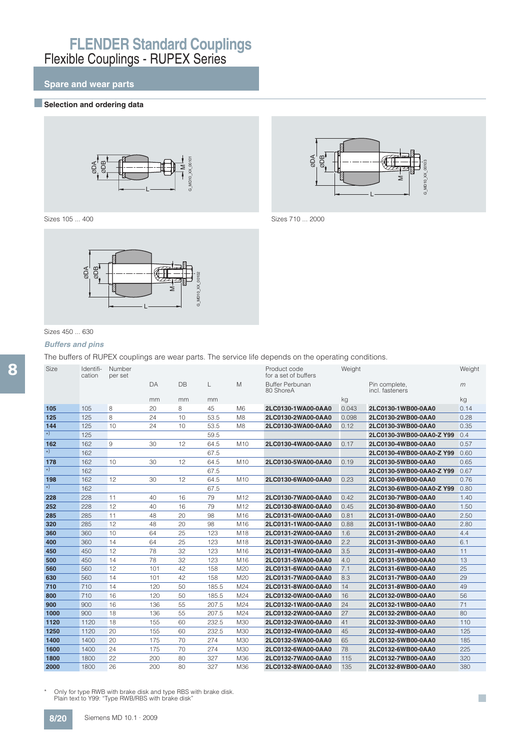# FLENDER Standard Couplings

## Flexible Couplings - RUPEX Series

### Spare and wear parts

#### Selection and ordering data

Sizes 105 ... 400

Sizes 710 ... 2000

Sizes 450 ... 630

*Buffers and pins*

The buffers of RUPEX couplings are wear parts. The service life depends on the operating conditions.

| Size | Identifi-cation | Number per set | DA | DB | L | M | Product code for a set of buffers Buffer Perbunan 80 ShoreA | Weight | Pin complete, incl. fasteners | Weight *m* |
|---|---|---|---|---|---|---|---|---|---|---|
| | | | mm | mm | mm | | | kg | | kg |
| **105** | 105 | 8 | 20 | 8 | 45 | M6 | **2LC0130-1WA00-0AA0** | 0.043 | **2LC0130-1WB00-0AA0** | 0.14 |
| **125** | 125 | 8 | 24 | 10 | 53.5 | M8 | **2LC0130-2WA00-0AA0** | 0.098 | **2LC0130-2WB00-0AA0** | 0.28 |
| **144** | 125 | 10 | 24 | 10 | 53.5 | M8 | **2LC0130-3WA00-0AA0** | 0.12 | **2LC0130-3WB00-0AA0** | 0.35 |
| *) | 125 | | | | 59.5 | | | | **2LC0130-3WB00-0AA0-Z Y99** | 0.4 |
| **162** | 162 | 9 | 30 | 12 | 64.5 | M10 | **2LC0130-4WA00-0AA0** | 0.17 | **2LC0130-4WB00-0AA0** | 0.57 |
| *) | 162 | | | | 67.5 | | | | **2LC0130-4WB00-0AA0-Z Y99** | 0.60 |
| **178** | 162 | 10 | 30 | 12 | 64.5 | M10 | **2LC0130-5WA00-0AA0** | 0.19 | **2LC0130-5WB00-0AA0** | 0.65 |
| *) | 162 | | | | 67.5 | | | | **2LC0130-5WB00-0AA0-Z Y99** | 0.67 |
| **198** | 162 | 12 | 30 | 12 | 64.5 | M10 | **2LC0130-6WA00-0AA0** | 0.23 | **2LC0130-6WB00-0AA0** | 0.76 |
| *) | 162 | | | | 67.5 | | | | **2LC0130-6WB00-0AA0-Z Y99** | 0.80 |
| **228** | 228 | 11 | 40 | 16 | 79 | M12 | **2LC0130-7WA00-0AA0** | 0.42 | **2LC0130-7WB00-0AA0** | 1.40 |
| **252** | 228 | 12 | 40 | 16 | 79 | M12 | **2LC0130-8WA00-0AA0** | 0.45 | **2LC0130-8WB00-0AA0** | 1.50 |
| **285** | 285 | 11 | 48 | 20 | 98 | M16 | **2LC0131-0WA00-0AA0** | 0.81 | **2LC0131-0WB00-0AA0** | 2.50 |
| **320** | 285 | 12 | 48 | 20 | 98 | M16 | **2LC0131-1WA00-0AA0** | 0.88 | **2LC0131-1WB00-0AA0** | 2.80 |
| **360** | 360 | 10 | 64 | 25 | 123 | M18 | **2LC0131-2WA00-0AA0** | 1.6 | **2LC0131-2WB00-0AA0** | 4.4 |
| **400** | 360 | 14 | 64 | 25 | 123 | M18 | **2LC0131-3WA00-0AA0** | 2.2 | **2LC0131-3WB00-0AA0** | 6.1 |
| **450** | 450 | 12 | 78 | 32 | 123 | M16 | **2LC0131-4WA00-0AA0** | 3.5 | **2LC0131-4WB00-0AA0** | 11 |
| **500** | 450 | 14 | 78 | 32 | 123 | M16 | **2LC0131-5WA00-0AA0** | 4.0 | **2LC0131-5WB00-0AA0** | 13 |
| **560** | 560 | 12 | 101 | 42 | 158 | M20 | **2LC0131-6WA00-0AA0** | 7.1 | **2LC0131-6WB00-0AA0** | 25 |
| **630** | 560 | 14 | 101 | 42 | 158 | M20 | **2LC0131-7WA00-0AA0** | 8.3 | **2LC0131-7WB00-0AA0** | 29 |
| **710** | 710 | 14 | 120 | 50 | 185.5 | M24 | **2LC0131-8WA00-0AA0** | 14 | **2LC0131-8WB00-0AA0** | 49 |
| **800** | 710 | 16 | 120 | 50 | 185.5 | M24 | **2LC0132-0WA00-0AA0** | 16 | **2LC0132-0WB00-0AA0** | 56 |
| **900** | 900 | 16 | 136 | 55 | 207.5 | M24 | **2LC0132-1WA00-0AA0** | 24 | **2LC0132-1WB00-0AA0** | 71 |
| **1000** | 900 | 18 | 136 | 55 | 207.5 | M24 | **2LC0132-2WA00-0AA0** | 27 | **2LC0132-2WB00-0AA0** | 80 |
| **1120** | 1120 | 18 | 155 | 60 | 232.5 | M30 | **2LC0132-3WA00-0AA0** | 41 | **2LC0132-3WB00-0AA0** | 110 |
| **1250** | 1120 | 20 | 155 | 60 | 232.5 | M30 | **2LC0132-4WA00-0AA0** | 45 | **2LC0132-4WB00-0AA0** | 125 |
| **1400** | 1400 | 20 | 175 | 70 | 274 | M30 | **2LC0132-5WA00-0AA0** | 65 | **2LC0132-5WB00-0AA0** | 185 |
| **1600** | 1400 | 24 | 175 | 70 | 274 | M30 | **2LC0132-6WA00-0AA0** | 78 | **2LC0132-6WB00-0AA0** | 225 |
| **1800** | 1800 | 22 | 200 | 80 | 327 | M36 | **2LC0132-7WA00-0AA0** | 115 | **2LC0132-7WB00-0AA0** | 320 |
| **2000** | 1800 | 26 | 200 | 80 | 327 | M36 | **2LC0132-8WA00-0AA0** | 135 | **2LC0132-8WB00-0AA0** | 380 |

\* Only for type RWB with brake disk and type RBS with brake disk.
Plain text to Y99: "Type RWB/RBS with brake disk"